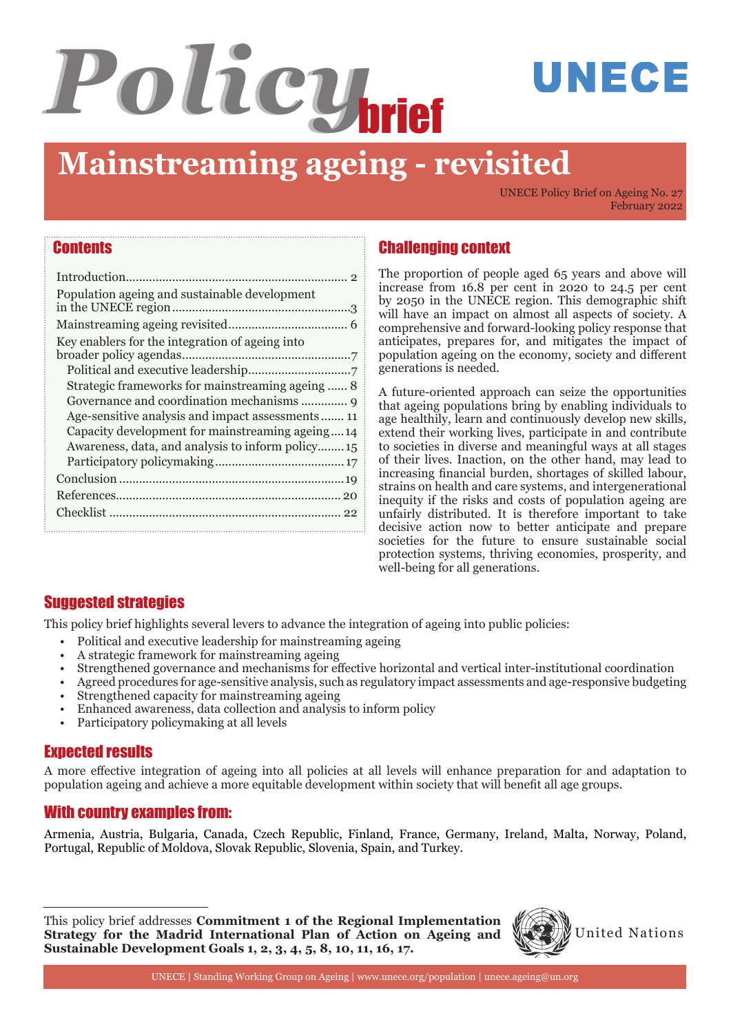# Policy brief

UNECE

# Mainstreaming ageing - revisited

UNECE Policy Brief on Ageing No. 27
February 2022

## Contents

- Introduction.................................................................... 2
- Population ageing and sustainable development in the UNECE region......................................................3
- Mainstreaming ageing revisited.................................... 6
- Key enablers for the integration of ageing into broader policy agendas..................................................7
  - Political and executive leadership...............................7
  - Strategic frameworks for mainstreaming ageing ...... 8
  - Governance and coordination mechanisms .............. 9
  - Age-sensitive analysis and impact assessments....... 11
  - Capacity development for mainstreaming ageing.... 14
  - Awareness, data, and analysis to inform policy........ 15
  - Participatory policymaking....................................... 17
- Conclusion .................................................................... 19
- References..................................................................... 20
- Checklist ...................................................................... 22

## Challenging context

The proportion of people aged 65 years and above will increase from 16.8 per cent in 2020 to 24.5 per cent by 2050 in the UNECE region. This demographic shift will have an impact on almost all aspects of society. A comprehensive and forward-looking policy response that anticipates, prepares for, and mitigates the impact of population ageing on the economy, society and different generations is needed.

A future-oriented approach can seize the opportunities that ageing populations bring by enabling individuals to age healthily, learn and continuously develop new skills, extend their working lives, participate in and contribute to societies in diverse and meaningful ways at all stages of their lives. Inaction, on the other hand, may lead to increasing financial burden, shortages of skilled labour, strains on health and care systems, and intergenerational inequity if the risks and costs of population ageing are unfairly distributed. It is therefore important to take decisive action now to better anticipate and prepare societies for the future to ensure sustainable social protection systems, thriving economies, prosperity, and well-being for all generations.

## Suggested strategies

This policy brief highlights several levers to advance the integration of ageing into public policies:

- Political and executive leadership for mainstreaming ageing
- A strategic framework for mainstreaming ageing
- Strengthened governance and mechanisms for effective horizontal and vertical inter-institutional coordination
- Agreed procedures for age-sensitive analysis, such as regulatory impact assessments and age-responsive budgeting
- Strengthened capacity for mainstreaming ageing
- Enhanced awareness, data collection and analysis to inform policy
- Participatory policymaking at all levels

## Expected results

A more effective integration of ageing into all policies at all levels will enhance preparation for and adaptation to population ageing and achieve a more equitable development within society that will benefit all age groups.

## With country examples from:

Armenia, Austria, Bulgaria, Canada, Czech Republic, Finland, France, Germany, Ireland, Malta, Norway, Poland, Portugal, Republic of Moldova, Slovak Republic, Slovenia, Spain, and Turkey.

---

This policy brief addresses **Commitment 1 of the Regional Implementation Strategy for the Madrid International Plan of Action on Ageing and Sustainable Development Goals 1, 2, 3, 4, 5, 8, 10, 11, 16, 17.**

United Nations

UNECE | Standing Working Group on Ageing | www.unece.org/population | unece.ageing@un.org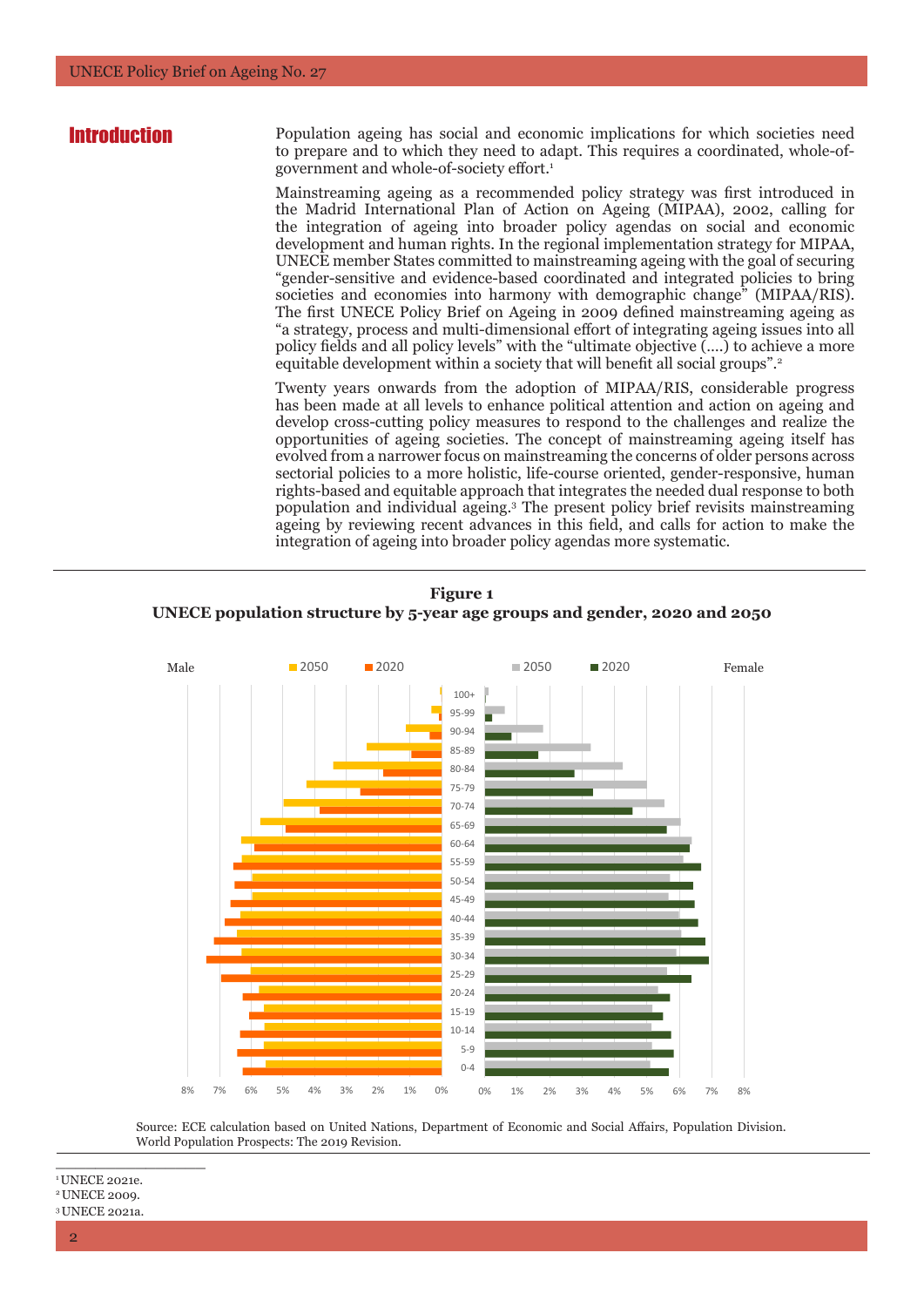## Introduction

Population ageing has social and economic implications for which societies need to prepare and to which they need to adapt. This requires a coordinated, whole-of-government and whole-of-society effort.[1]

Mainstreaming ageing as a recommended policy strategy was first introduced in the Madrid International Plan of Action on Ageing (MIPAA), 2002, calling for the integration of ageing into broader policy agendas on social and economic development and human rights. In the regional implementation strategy for MIPAA, UNECE member States committed to mainstreaming ageing with the goal of securing "gender-sensitive and evidence-based coordinated and integrated policies to bring societies and economies into harmony with demographic change" (MIPAA/RIS). The first UNECE Policy Brief on Ageing in 2009 defined mainstreaming ageing as "a strategy, process and multi-dimensional effort of integrating ageing issues into all policy fields and all policy levels" with the "ultimate objective (….) to achieve a more equitable development within a society that will benefit all social groups".[2]

Twenty years onwards from the adoption of MIPAA/RIS, considerable progress has been made at all levels to enhance political attention and action on ageing and develop cross-cutting policy measures to respond to the challenges and realize the opportunities of ageing societies. The concept of mainstreaming ageing itself has evolved from a narrower focus on mainstreaming the concerns of older persons across sectorial policies to a more holistic, life-course oriented, gender-responsive, human rights-based and equitable approach that integrates the needed dual response to both population and individual ageing.[3] The present policy brief revisits mainstreaming ageing by reviewing recent advances in this field, and calls for action to make the integration of ageing into broader policy agendas more systematic.

**Figure 1**
**UNECE population structure by 5-year age groups and gender, 2020 and 2050**

Source: ECE calculation based on United Nations, Department of Economic and Social Affairs, Population Division. World Population Prospects: The 2019 Revision.

---

[1] UNECE 2021e.
[2] UNECE 2009.
[3] UNECE 2021a.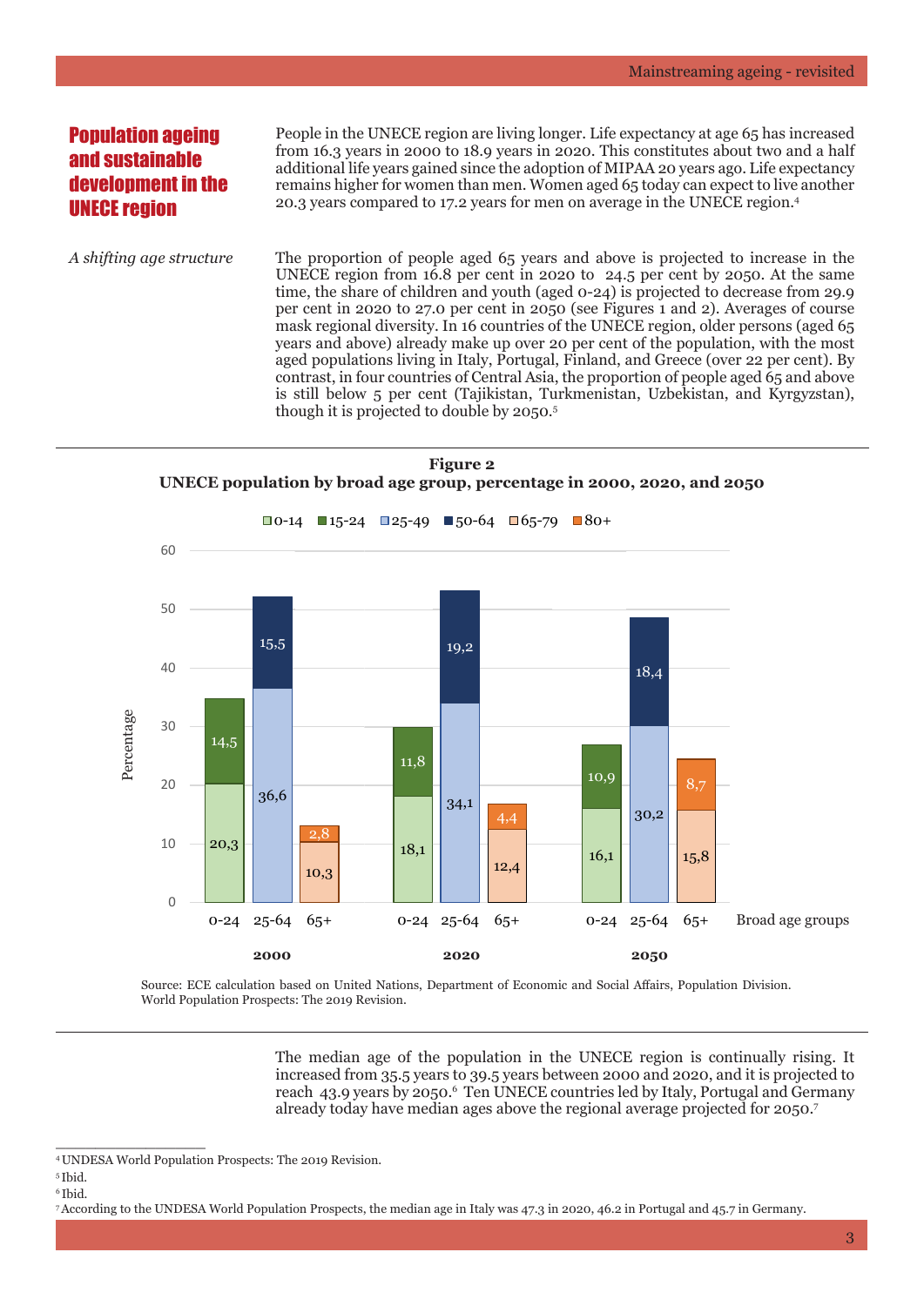## Population ageing and sustainable development in the UNECE region

People in the UNECE region are living longer. Life expectancy at age 65 has increased from 16.3 years in 2000 to 18.9 years in 2020. This constitutes about two and a half additional life years gained since the adoption of MIPAA 20 years ago. Life expectancy remains higher for women than men. Women aged 65 today can expect to live another 20.3 years compared to 17.2 years for men on average in the UNECE region.[4]

*A shifting age structure*

The proportion of people aged 65 years and above is projected to increase in the UNECE region from 16.8 per cent in 2020 to 24.5 per cent by 2050. At the same time, the share of children and youth (aged 0-24) is projected to decrease from 29.9 per cent in 2020 to 27.0 per cent in 2050 (see Figures 1 and 2). Averages of course mask regional diversity. In 16 countries of the UNECE region, older persons (aged 65 years and above) already make up over 20 per cent of the population, with the most aged populations living in Italy, Portugal, Finland, and Greece (over 22 per cent). By contrast, in four countries of Central Asia, the proportion of people aged 65 and above is still below 5 per cent (Tajikistan, Turkmenistan, Uzbekistan, and Kyrgyzstan), though it is projected to double by 2050.[5]

**Figure 2**
**UNECE population by broad age group, percentage in 2000, 2020, and 2050**

| Year | Broad age group | 0-14 | 15-24 | 25-49 | 50-64 | 65-79 | 80+ |
|---|---|---|---|---|---|---|---|
| 2000 | 0-24 | 20,3 | 14,5 | | | | |
| 2000 | 25-64 | | | 36,6 | 15,5 | | |
| 2000 | 65+ | | | | | 10,3 | 2,8 |
| 2020 | 0-24 | 18,1 | 11,8 | | | | |
| 2020 | 25-64 | | | 34,1 | 19,2 | | |
| 2020 | 65+ | | | | | 12,4 | 4,4 |
| 2050 | 0-24 | 16,1 | 10,9 | | | | |
| 2050 | 25-64 | | | 30,2 | 18,4 | | |
| 2050 | 65+ | | | | | 15,8 | 8,7 |

Source: ECE calculation based on United Nations, Department of Economic and Social Affairs, Population Division. World Population Prospects: The 2019 Revision.

The median age of the population in the UNECE region is continually rising. It increased from 35.5 years to 39.5 years between 2000 and 2020, and it is projected to reach 43.9 years by 2050.[6] Ten UNECE countries led by Italy, Portugal and Germany already today have median ages above the regional average projected for 2050.[7]

---

[4] UNDESA World Population Prospects: The 2019 Revision.

[5] Ibid.

[6] Ibid.

[7] According to the UNDESA World Population Prospects, the median age in Italy was 47.3 in 2020, 46.2 in Portugal and 45.7 in Germany.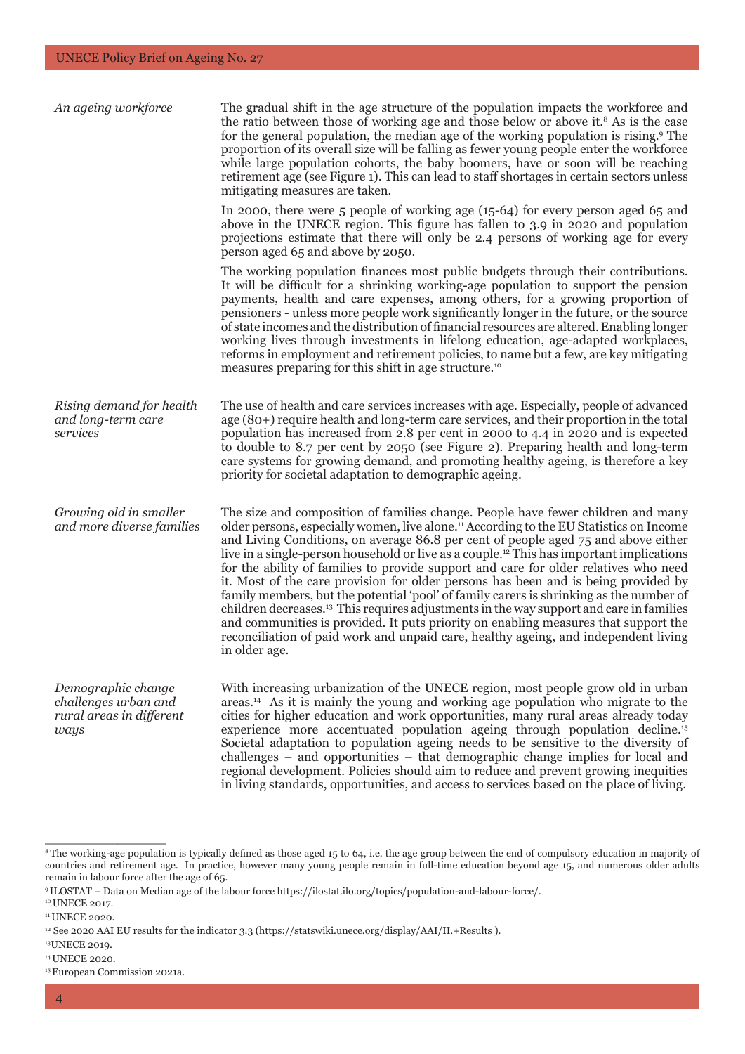*An ageing workforce*

The gradual shift in the age structure of the population impacts the workforce and the ratio between those of working age and those below or above it.[8] As is the case for the general population, the median age of the working population is rising.[9] The proportion of its overall size will be falling as fewer young people enter the workforce while large population cohorts, the baby boomers, have or soon will be reaching retirement age (see Figure 1). This can lead to staff shortages in certain sectors unless mitigating measures are taken.

In 2000, there were 5 people of working age (15-64) for every person aged 65 and above in the UNECE region. This figure has fallen to 3.9 in 2020 and population projections estimate that there will only be 2.4 persons of working age for every person aged 65 and above by 2050.

The working population finances most public budgets through their contributions. It will be difficult for a shrinking working-age population to support the pension payments, health and care expenses, among others, for a growing proportion of pensioners - unless more people work significantly longer in the future, or the source of state incomes and the distribution of financial resources are altered. Enabling longer working lives through investments in lifelong education, age-adapted workplaces, reforms in employment and retirement policies, to name but a few, are key mitigating measures preparing for this shift in age structure.[10]

*Rising demand for health and long-term care services*

The use of health and care services increases with age. Especially, people of advanced age (80+) require health and long-term care services, and their proportion in the total population has increased from 2.8 per cent in 2000 to 4.4 in 2020 and is expected to double to 8.7 per cent by 2050 (see Figure 2). Preparing health and long-term care systems for growing demand, and promoting healthy ageing, is therefore a key priority for societal adaptation to demographic ageing.

*Growing old in smaller and more diverse families*

The size and composition of families change. People have fewer children and many older persons, especially women, live alone.[11] According to the EU Statistics on Income and Living Conditions, on average 86.8 per cent of people aged 75 and above either live in a single-person household or live as a couple.[12] This has important implications for the ability of families to provide support and care for older relatives who need it. Most of the care provision for older persons has been and is being provided by family members, but the potential 'pool' of family carers is shrinking as the number of children decreases.[13] This requires adjustments in the way support and care in families and communities is provided. It puts priority on enabling measures that support the reconciliation of paid work and unpaid care, healthy ageing, and independent living in older age.

*Demographic change challenges urban and rural areas in different ways*

With increasing urbanization of the UNECE region, most people grow old in urban areas.[14] As it is mainly the young and working age population who migrate to the cities for higher education and work opportunities, many rural areas already today experience more accentuated population ageing through population decline.[15] Societal adaptation to population ageing needs to be sensitive to the diversity of challenges – and opportunities – that demographic change implies for local and regional development. Policies should aim to reduce and prevent growing inequities in living standards, opportunities, and access to services based on the place of living.

---

[8] The working-age population is typically defined as those aged 15 to 64, i.e. the age group between the end of compulsory education in majority of countries and retirement age. In practice, however many young people remain in full-time education beyond age 15, and numerous older adults remain in labour force after the age of 65.

[9] ILOSTAT – Data on Median age of the labour force https://ilostat.ilo.org/topics/population-and-labour-force/.

[10] UNECE 2017.

[11] UNECE 2020.

[12] See 2020 AAI EU results for the indicator 3.3 (https://statswiki.unece.org/display/AAI/II.+Results ).

[13] UNECE 2019.

[14] UNECE 2020.

[15] European Commission 2021a.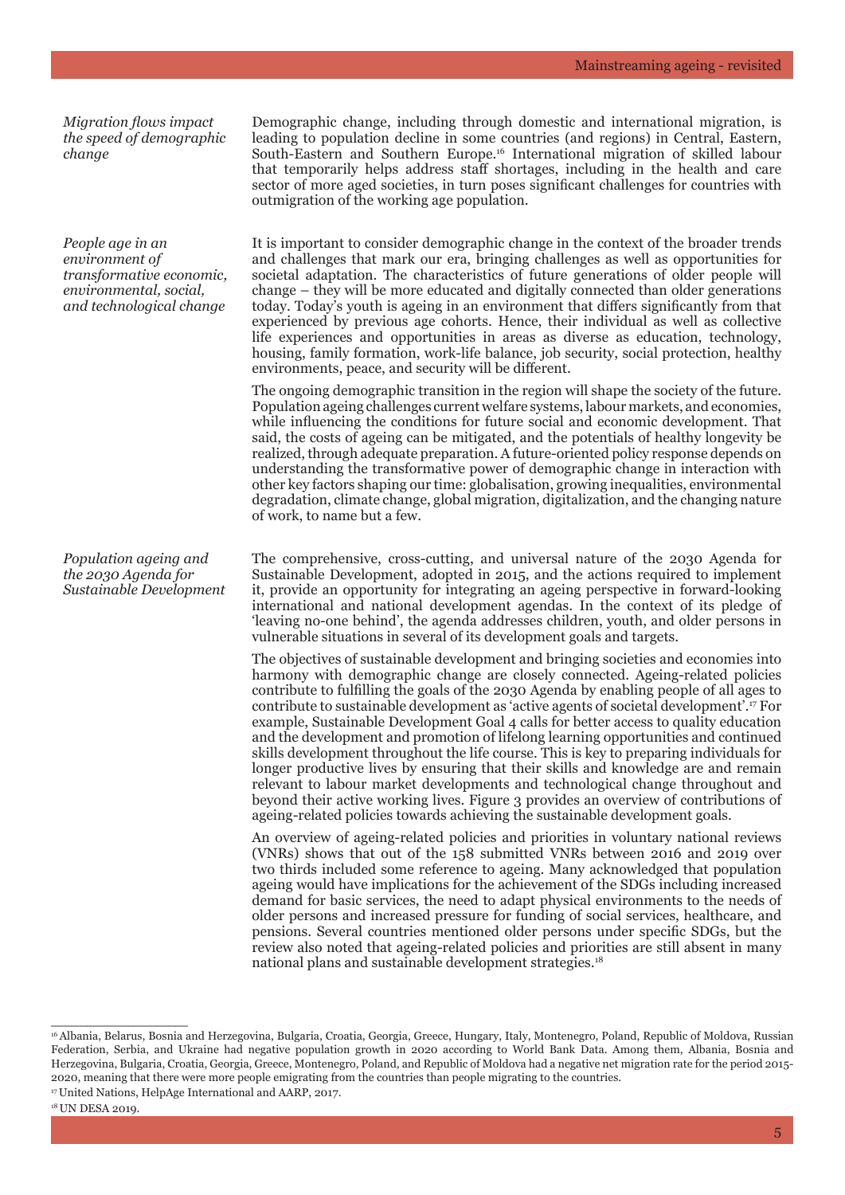*Migration flows impact the speed of demographic change*

Demographic change, including through domestic and international migration, is leading to population decline in some countries (and regions) in Central, Eastern, South-Eastern and Southern Europe.[16] International migration of skilled labour that temporarily helps address staff shortages, including in the health and care sector of more aged societies, in turn poses significant challenges for countries with outmigration of the working age population.

*People age in an environment of transformative economic, environmental, social, and technological change*

It is important to consider demographic change in the context of the broader trends and challenges that mark our era, bringing challenges as well as opportunities for societal adaptation. The characteristics of future generations of older people will change – they will be more educated and digitally connected than older generations today. Today's youth is ageing in an environment that differs significantly from that experienced by previous age cohorts. Hence, their individual as well as collective life experiences and opportunities in areas as diverse as education, technology, housing, family formation, work-life balance, job security, social protection, healthy environments, peace, and security will be different.

The ongoing demographic transition in the region will shape the society of the future. Population ageing challenges current welfare systems, labour markets, and economies, while influencing the conditions for future social and economic development. That said, the costs of ageing can be mitigated, and the potentials of healthy longevity be realized, through adequate preparation. A future-oriented policy response depends on understanding the transformative power of demographic change in interaction with other key factors shaping our time: globalisation, growing inequalities, environmental degradation, climate change, global migration, digitalization, and the changing nature of work, to name but a few.

*Population ageing and the 2030 Agenda for Sustainable Development*

The comprehensive, cross-cutting, and universal nature of the 2030 Agenda for Sustainable Development, adopted in 2015, and the actions required to implement it, provide an opportunity for integrating an ageing perspective in forward-looking international and national development agendas. In the context of its pledge of 'leaving no-one behind', the agenda addresses children, youth, and older persons in vulnerable situations in several of its development goals and targets.

The objectives of sustainable development and bringing societies and economies into harmony with demographic change are closely connected. Ageing-related policies contribute to fulfilling the goals of the 2030 Agenda by enabling people of all ages to contribute to sustainable development as 'active agents of societal development'.[17] For example, Sustainable Development Goal 4 calls for better access to quality education and the development and promotion of lifelong learning opportunities and continued skills development throughout the life course. This is key to preparing individuals for longer productive lives by ensuring that their skills and knowledge are and remain relevant to labour market developments and technological change throughout and beyond their active working lives. Figure 3 provides an overview of contributions of ageing-related policies towards achieving the sustainable development goals.

An overview of ageing-related policies and priorities in voluntary national reviews (VNRs) shows that out of the 158 submitted VNRs between 2016 and 2019 over two thirds included some reference to ageing. Many acknowledged that population ageing would have implications for the achievement of the SDGs including increased demand for basic services, the need to adapt physical environments to the needs of older persons and increased pressure for funding of social services, healthcare, and pensions. Several countries mentioned older persons under specific SDGs, but the review also noted that ageing-related policies and priorities are still absent in many national plans and sustainable development strategies.[18]

---

[16] Albania, Belarus, Bosnia and Herzegovina, Bulgaria, Croatia, Georgia, Greece, Hungary, Italy, Montenegro, Poland, Republic of Moldova, Russian Federation, Serbia, and Ukraine had negative population growth in 2020 according to World Bank Data. Among them, Albania, Bosnia and Herzegovina, Bulgaria, Croatia, Georgia, Greece, Montenegro, Poland, and Republic of Moldova had a negative net migration rate for the period 2015-2020, meaning that there were more people emigrating from the countries than people migrating to the countries.

[17] United Nations, HelpAge International and AARP, 2017.

[18] UN DESA 2019.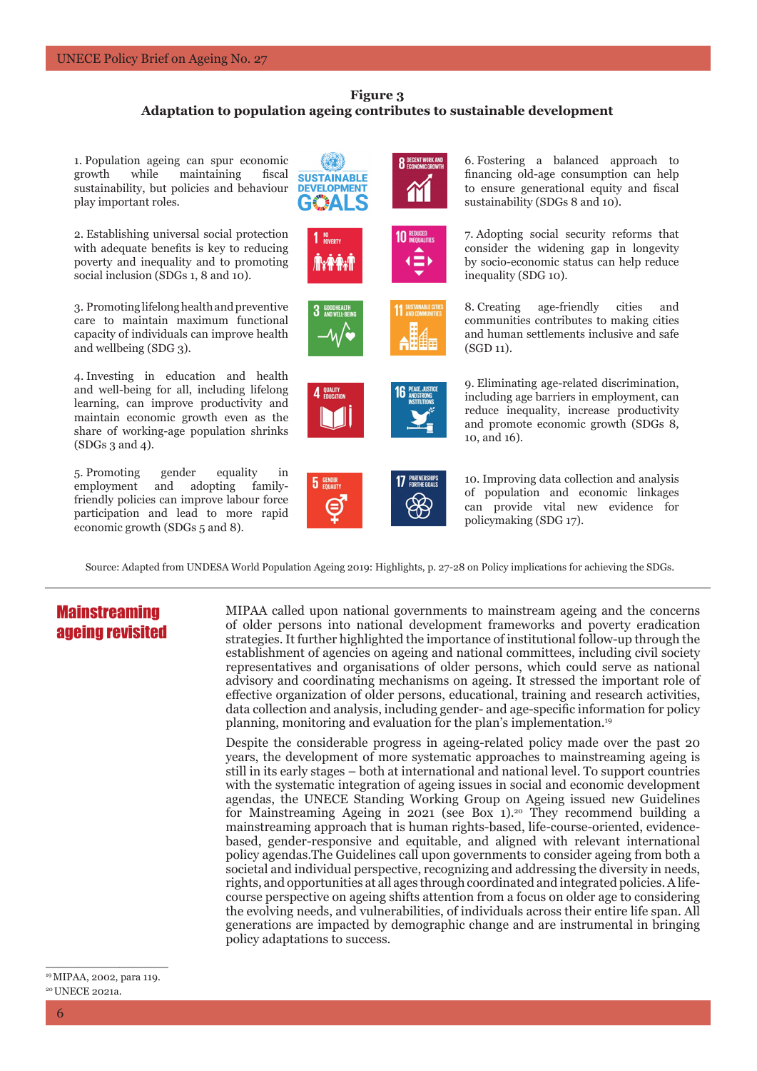**Figure 3**
**Adaptation to population ageing contributes to sustainable development**

1. Population ageing can spur economic growth while maintaining fiscal sustainability, but policies and behaviour play important roles.

2. Establishing universal social protection with adequate benefits is key to reducing poverty and inequality and to promoting social inclusion (SDGs 1, 8 and 10).

3. Promoting lifelong health and preventive care to maintain maximum functional capacity of individuals can improve health and wellbeing (SDG 3).

4. Investing in education and health and well-being for all, including lifelong learning, can improve productivity and maintain economic growth even as the share of working-age population shrinks (SDGs 3 and 4).

5. Promoting gender equality in employment and adopting family-friendly policies can improve labour force participation and lead to more rapid economic growth (SDGs 5 and 8).

6. Fostering a balanced approach to financing old-age consumption can help to ensure generational equity and fiscal sustainability (SDGs 8 and 10).

7. Adopting social security reforms that consider the widening gap in longevity by socio-economic status can help reduce inequality (SDG 10).

8. Creating age-friendly cities and communities contributes to making cities and human settlements inclusive and safe (SGD 11).

9. Eliminating age-related discrimination, including age barriers in employment, can reduce inequality, increase productivity and promote economic growth (SDGs 8, 10, and 16).

10. Improving data collection and analysis of population and economic linkages can provide vital new evidence for policymaking (SDG 17).

Source: Adapted from UNDESA World Population Ageing 2019: Highlights, p. 27-28 on Policy implications for achieving the SDGs.

## Mainstreaming ageing revisited

MIPAA called upon national governments to mainstream ageing and the concerns of older persons into national development frameworks and poverty eradication strategies. It further highlighted the importance of institutional follow-up through the establishment of agencies on ageing and national committees, including civil society representatives and organisations of older persons, which could serve as national advisory and coordinating mechanisms on ageing. It stressed the important role of effective organization of older persons, educational, training and research activities, data collection and analysis, including gender- and age-specific information for policy planning, monitoring and evaluation for the plan's implementation.[19]

Despite the considerable progress in ageing-related policy made over the past 20 years, the development of more systematic approaches to mainstreaming ageing is still in its early stages – both at international and national level. To support countries with the systematic integration of ageing issues in social and economic development agendas, the UNECE Standing Working Group on Ageing issued new Guidelines for Mainstreaming Ageing in 2021 (see Box 1).[20] They recommend building a mainstreaming approach that is human rights-based, life-course-oriented, evidence-based, gender-responsive and equitable, and aligned with relevant international policy agendas.The Guidelines call upon governments to consider ageing from both a societal and individual perspective, recognizing and addressing the diversity in needs, rights, and opportunities at all ages through coordinated and integrated policies. A life-course perspective on ageing shifts attention from a focus on older age to considering the evolving needs, and vulnerabilities, of individuals across their entire life span. All generations are impacted by demographic change and are instrumental in bringing policy adaptations to success.

[19] MIPAA, 2002, para 119.
[20] UNECE 2021a.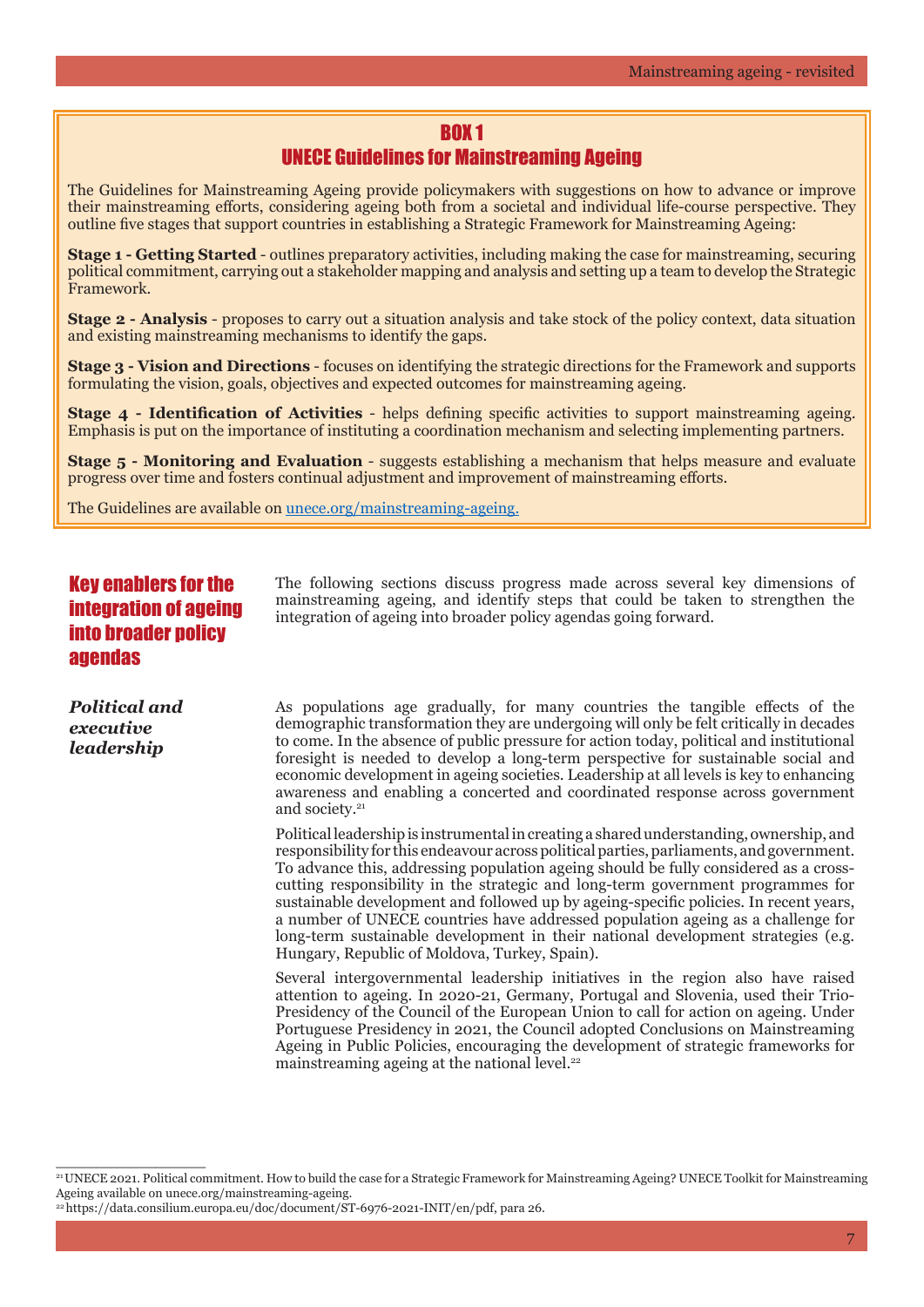## BOX 1
## UNECE Guidelines for Mainstreaming Ageing

The Guidelines for Mainstreaming Ageing provide policymakers with suggestions on how to advance or improve their mainstreaming efforts, considering ageing both from a societal and individual life-course perspective. They outline five stages that support countries in establishing a Strategic Framework for Mainstreaming Ageing:

**Stage 1 - Getting Started** - outlines preparatory activities, including making the case for mainstreaming, securing political commitment, carrying out a stakeholder mapping and analysis and setting up a team to develop the Strategic Framework.

**Stage 2 - Analysis** - proposes to carry out a situation analysis and take stock of the policy context, data situation and existing mainstreaming mechanisms to identify the gaps.

**Stage 3 - Vision and Directions** - focuses on identifying the strategic directions for the Framework and supports formulating the vision, goals, objectives and expected outcomes for mainstreaming ageing.

**Stage 4 - Identification of Activities** - helps defining specific activities to support mainstreaming ageing. Emphasis is put on the importance of instituting a coordination mechanism and selecting implementing partners.

**Stage 5 - Monitoring and Evaluation** - suggests establishing a mechanism that helps measure and evaluate progress over time and fosters continual adjustment and improvement of mainstreaming efforts.

The Guidelines are available on unece.org/mainstreaming-ageing.

## Key enablers for the integration of ageing into broader policy agendas

The following sections discuss progress made across several key dimensions of mainstreaming ageing, and identify steps that could be taken to strengthen the integration of ageing into broader policy agendas going forward.

### *Political and executive leadership*

As populations age gradually, for many countries the tangible effects of the demographic transformation they are undergoing will only be felt critically in decades to come. In the absence of public pressure for action today, political and institutional foresight is needed to develop a long-term perspective for sustainable social and economic development in ageing societies. Leadership at all levels is key to enhancing awareness and enabling a concerted and coordinated response across government and society.[21]

Political leadership is instrumental in creating a shared understanding, ownership, and responsibility for this endeavour across political parties, parliaments, and government. To advance this, addressing population ageing should be fully considered as a cross-cutting responsibility in the strategic and long-term government programmes for sustainable development and followed up by ageing-specific policies. In recent years, a number of UNECE countries have addressed population ageing as a challenge for long-term sustainable development in their national development strategies (e.g. Hungary, Republic of Moldova, Turkey, Spain).

Several intergovernmental leadership initiatives in the region also have raised attention to ageing. In 2020-21, Germany, Portugal and Slovenia, used their Trio-Presidency of the Council of the European Union to call for action on ageing. Under Portuguese Presidency in 2021, the Council adopted Conclusions on Mainstreaming Ageing in Public Policies, encouraging the development of strategic frameworks for mainstreaming ageing at the national level.[22]

---

[21] UNECE 2021. Political commitment. How to build the case for a Strategic Framework for Mainstreaming Ageing? UNECE Toolkit for Mainstreaming Ageing available on unece.org/mainstreaming-ageing.

[22] https://data.consilium.europa.eu/doc/document/ST-6976-2021-INIT/en/pdf, para 26.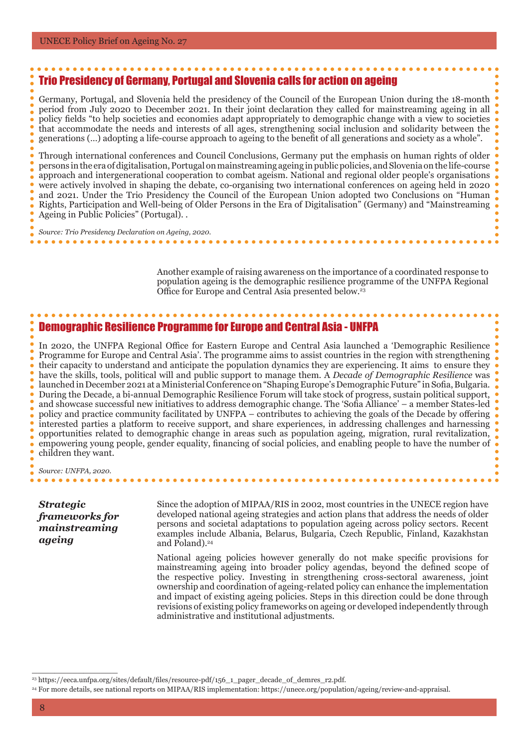## Trio Presidency of Germany, Portugal and Slovenia calls for action on ageing

Germany, Portugal, and Slovenia held the presidency of the Council of the European Union during the 18-month period from July 2020 to December 2021. In their joint declaration they called for mainstreaming ageing in all policy fields "to help societies and economies adapt appropriately to demographic change with a view to societies that accommodate the needs and interests of all ages, strengthening social inclusion and solidarity between the generations (...) adopting a life-course approach to ageing to the benefit of all generations and society as a whole".

Through international conferences and Council Conclusions, Germany put the emphasis on human rights of older persons in the era of digitalisation, Portugal on mainstreaming ageing in public policies, and Slovenia on the life-course approach and intergenerational cooperation to combat ageism. National and regional older people's organisations were actively involved in shaping the debate, co-organising two international conferences on ageing held in 2020 and 2021. Under the Trio Presidency the Council of the European Union adopted two Conclusions on "Human Rights, Participation and Well-being of Older Persons in the Era of Digitalisation" (Germany) and "Mainstreaming Ageing in Public Policies" (Portugal). .

*Source: Trio Presidency Declaration on Ageing, 2020.*

Another example of raising awareness on the importance of a coordinated response to population ageing is the demographic resilience programme of the UNFPA Regional Office for Europe and Central Asia presented below.[23]

## Demographic Resilience Programme for Europe and Central Asia - UNFPA

In 2020, the UNFPA Regional Office for Eastern Europe and Central Asia launched a 'Demographic Resilience Programme for Europe and Central Asia'. The programme aims to assist countries in the region with strengthening their capacity to understand and anticipate the population dynamics they are experiencing. It aims to ensure they have the skills, tools, political will and public support to manage them. A *Decade of Demographic Resilience* was launched in December 2021 at a Ministerial Conference on "Shaping Europe's Demographic Future" in Sofia, Bulgaria. During the Decade, a bi-annual Demographic Resilience Forum will take stock of progress, sustain political support, and showcase successful new initiatives to address demographic change. The 'Sofia Alliance' – a member States-led policy and practice community facilitated by UNFPA – contributes to achieving the goals of the Decade by offering interested parties a platform to receive support, and share experiences, in addressing challenges and harnessing opportunities related to demographic change in areas such as population ageing, migration, rural revitalization, empowering young people, gender equality, financing of social policies, and enabling people to have the number of children they want.

*Source: UNFPA, 2020.*

### *Strategic frameworks for mainstreaming ageing*

Since the adoption of MIPAA/RIS in 2002, most countries in the UNECE region have developed national ageing strategies and action plans that address the needs of older persons and societal adaptations to population ageing across policy sectors. Recent examples include Albania, Belarus, Bulgaria, Czech Republic, Finland, Kazakhstan and Poland).[24]

National ageing policies however generally do not make specific provisions for mainstreaming ageing into broader policy agendas, beyond the defined scope of the respective policy. Investing in strengthening cross-sectoral awareness, joint ownership and coordination of ageing-related policy can enhance the implementation and impact of existing ageing policies. Steps in this direction could be done through revisions of existing policy frameworks on ageing or developed independently through administrative and institutional adjustments.

---

[23] https://eeca.unfpa.org/sites/default/files/resource-pdf/156_1_pager_decade_of_demres_r2.pdf.

[24] For more details, see national reports on MIPAA/RIS implementation: https://unece.org/population/ageing/review-and-appraisal.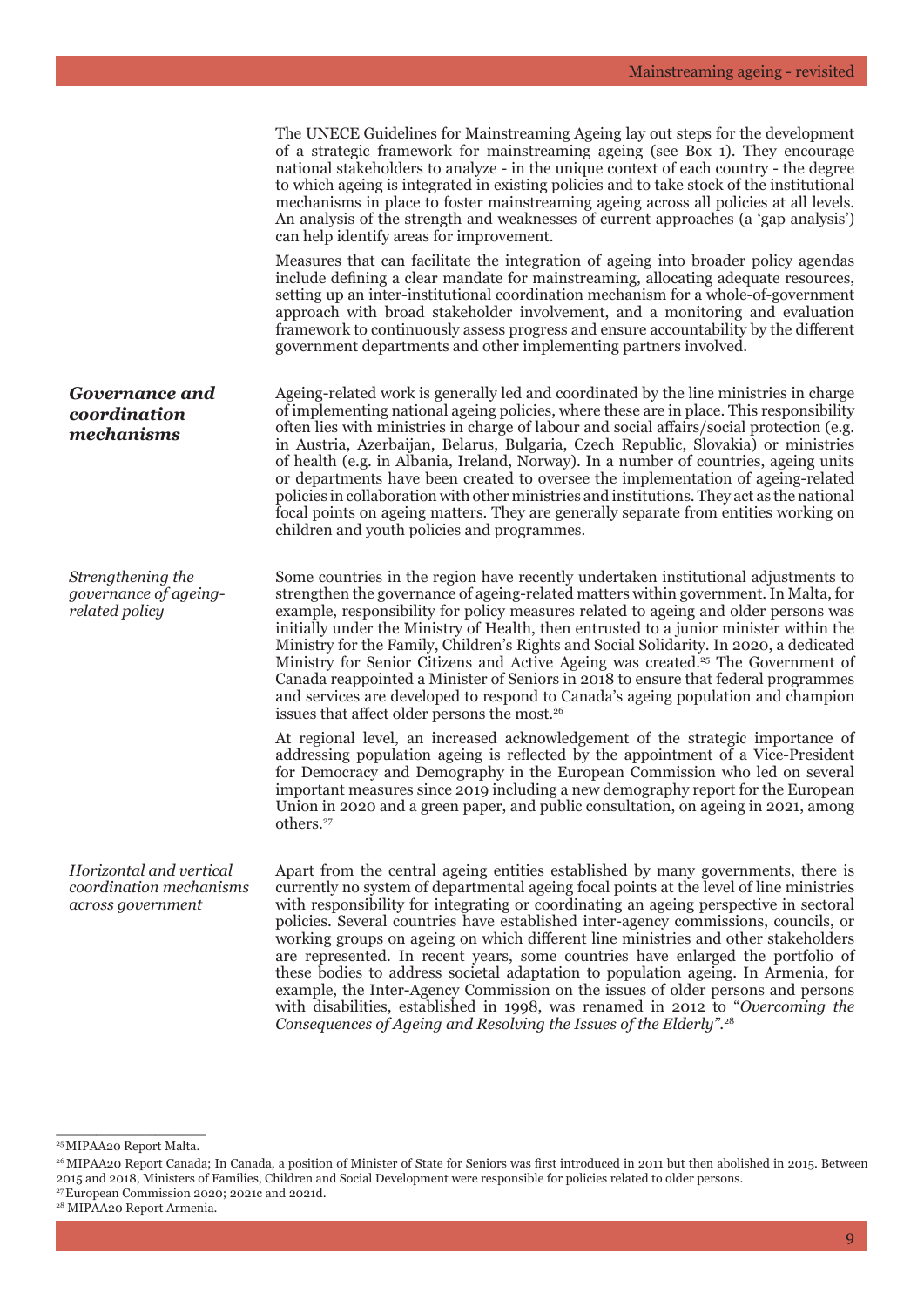The UNECE Guidelines for Mainstreaming Ageing lay out steps for the development of a strategic framework for mainstreaming ageing (see Box 1). They encourage national stakeholders to analyze - in the unique context of each country - the degree to which ageing is integrated in existing policies and to take stock of the institutional mechanisms in place to foster mainstreaming ageing across all policies at all levels. An analysis of the strength and weaknesses of current approaches (a 'gap analysis') can help identify areas for improvement.

Measures that can facilitate the integration of ageing into broader policy agendas include defining a clear mandate for mainstreaming, allocating adequate resources, setting up an inter-institutional coordination mechanism for a whole-of-government approach with broad stakeholder involvement, and a monitoring and evaluation framework to continuously assess progress and ensure accountability by the different government departments and other implementing partners involved.

## *Governance and coordination mechanisms*

Ageing-related work is generally led and coordinated by the line ministries in charge of implementing national ageing policies, where these are in place. This responsibility often lies with ministries in charge of labour and social affairs/social protection (e.g. in Austria, Azerbaijan, Belarus, Bulgaria, Czech Republic, Slovakia) or ministries of health (e.g. in Albania, Ireland, Norway). In a number of countries, ageing units or departments have been created to oversee the implementation of ageing-related policies in collaboration with other ministries and institutions. They act as the national focal points on ageing matters. They are generally separate from entities working on children and youth policies and programmes.

### *Strengthening the governance of ageing-related policy*

Some countries in the region have recently undertaken institutional adjustments to strengthen the governance of ageing-related matters within government. In Malta, for example, responsibility for policy measures related to ageing and older persons was initially under the Ministry of Health, then entrusted to a junior minister within the Ministry for the Family, Children's Rights and Social Solidarity. In 2020, a dedicated Ministry for Senior Citizens and Active Ageing was created.[25] The Government of Canada reappointed a Minister of Seniors in 2018 to ensure that federal programmes and services are developed to respond to Canada's ageing population and champion issues that affect older persons the most.[26]

At regional level, an increased acknowledgement of the strategic importance of addressing population ageing is reflected by the appointment of a Vice-President for Democracy and Demography in the European Commission who led on several important measures since 2019 including a new demography report for the European Union in 2020 and a green paper, and public consultation, on ageing in 2021, among others.[27]

### *Horizontal and vertical coordination mechanisms across government*

Apart from the central ageing entities established by many governments, there is currently no system of departmental ageing focal points at the level of line ministries with responsibility for integrating or coordinating an ageing perspective in sectoral policies. Several countries have established inter-agency commissions, councils, or working groups on ageing on which different line ministries and other stakeholders are represented. In recent years, some countries have enlarged the portfolio of these bodies to address societal adaptation to population ageing. In Armenia, for example, the Inter-Agency Commission on the issues of older persons and persons with disabilities, established in 1998, was renamed in 2012 to "*Overcoming the Consequences of Ageing and Resolving the Issues of the Elderly"*.[28]

---

[25] MIPAA20 Report Malta.

[26] MIPAA20 Report Canada; In Canada, a position of Minister of State for Seniors was first introduced in 2011 but then abolished in 2015. Between 2015 and 2018, Ministers of Families, Children and Social Development were responsible for policies related to older persons.

[27] European Commission 2020; 2021c and 2021d.

[28] MIPAA20 Report Armenia.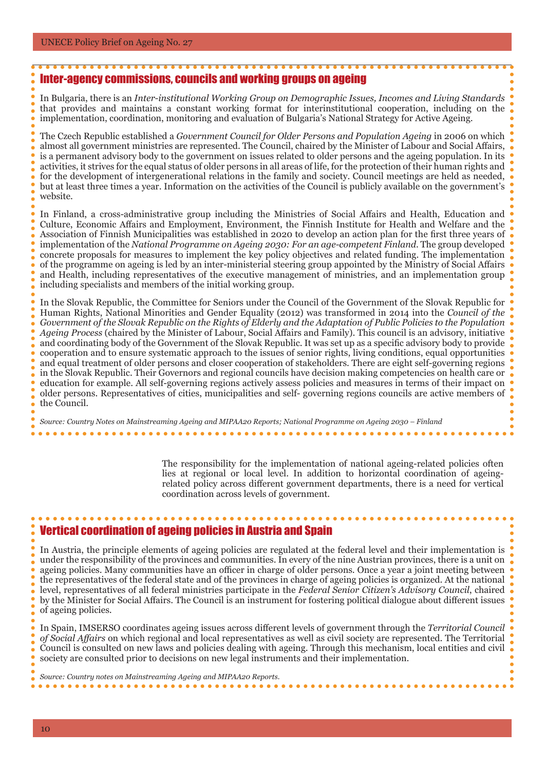## Inter-agency commissions, councils and working groups on ageing

In Bulgaria, there is an *Inter-institutional Working Group on Demographic Issues, Incomes and Living Standards* that provides and maintains a constant working format for interinstitutional cooperation, including on the implementation, coordination, monitoring and evaluation of Bulgaria's National Strategy for Active Ageing.

The Czech Republic established a *Government Council for Older Persons and Population Ageing* in 2006 on which almost all government ministries are represented. The Council, chaired by the Minister of Labour and Social Affairs, is a permanent advisory body to the government on issues related to older persons and the ageing population. In its activities, it strives for the equal status of older persons in all areas of life, for the protection of their human rights and for the development of intergenerational relations in the family and society. Council meetings are held as needed, but at least three times a year. Information on the activities of the Council is publicly available on the government's website.

In Finland, a cross-administrative group including the Ministries of Social Affairs and Health, Education and Culture, Economic Affairs and Employment, Environment, the Finnish Institute for Health and Welfare and the Association of Finnish Municipalities was established in 2020 to develop an action plan for the first three years of implementation of the *National Programme on Ageing 2030: For an age-competent Finland*. The group developed concrete proposals for measures to implement the key policy objectives and related funding. The implementation of the programme on ageing is led by an inter-ministerial steering group appointed by the Ministry of Social Affairs and Health, including representatives of the executive management of ministries, and an implementation group including specialists and members of the initial working group.

In the Slovak Republic, the Committee for Seniors under the Council of the Government of the Slovak Republic for Human Rights, National Minorities and Gender Equality (2012) was transformed in 2014 into the *Council of the Government of the Slovak Republic on the Rights of Elderly and the Adaptation of Public Policies to the Population Ageing Process* (chaired by the Minister of Labour, Social Affairs and Family). This council is an advisory, initiative and coordinating body of the Government of the Slovak Republic. It was set up as a specific advisory body to provide cooperation and to ensure systematic approach to the issues of senior rights, living conditions, equal opportunities and equal treatment of older persons and closer cooperation of stakeholders. There are eight self-governing regions in the Slovak Republic. Their Governors and regional councils have decision making competencies on health care or education for example. All self-governing regions actively assess policies and measures in terms of their impact on older persons. Representatives of cities, municipalities and self- governing regions councils are active members of the Council.

*Source: Country Notes on Mainstreaming Ageing and MIPAA20 Reports; National Programme on Ageing 2030 – Finland*

The responsibility for the implementation of national ageing-related policies often lies at regional or local level. In addition to horizontal coordination of ageing-related policy across different government departments, there is a need for vertical coordination across levels of government.

## Vertical coordination of ageing policies in Austria and Spain

In Austria, the principle elements of ageing policies are regulated at the federal level and their implementation is under the responsibility of the provinces and communities. In every of the nine Austrian provinces, there is a unit on ageing policies. Many communities have an officer in charge of older persons. Once a year a joint meeting between the representatives of the federal state and of the provinces in charge of ageing policies is organized. At the national level, representatives of all federal ministries participate in the *Federal Senior Citizen's Advisory Council*, chaired by the Minister for Social Affairs. The Council is an instrument for fostering political dialogue about different issues of ageing policies.

In Spain, IMSERSO coordinates ageing issues across different levels of government through the *Territorial Council of Social Affairs* on which regional and local representatives as well as civil society are represented. The Territorial Council is consulted on new laws and policies dealing with ageing. Through this mechanism, local entities and civil society are consulted prior to decisions on new legal instruments and their implementation.

*Source: Country notes on Mainstreaming Ageing and MIPAA20 Reports.*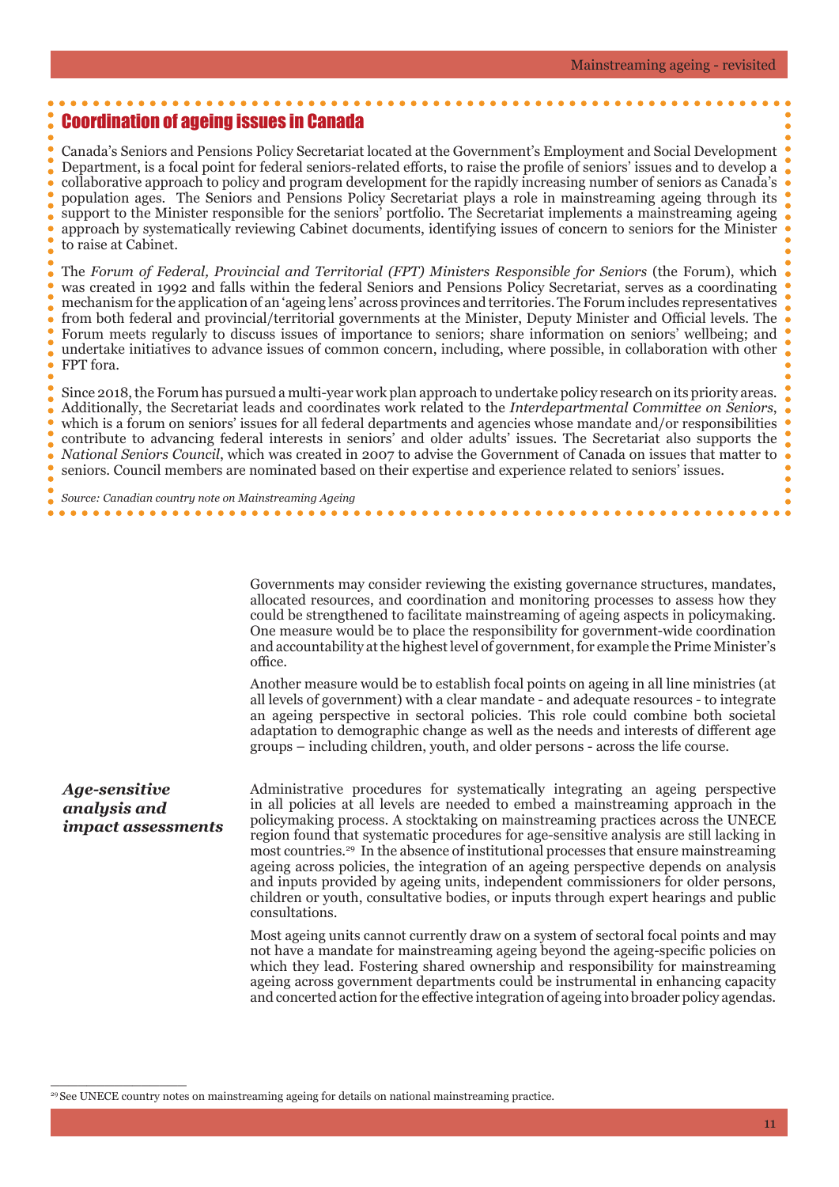## Coordination of ageing issues in Canada

Canada's Seniors and Pensions Policy Secretariat located at the Government's Employment and Social Development Department, is a focal point for federal seniors-related efforts, to raise the profile of seniors' issues and to develop a collaborative approach to policy and program development for the rapidly increasing number of seniors as Canada's population ages. The Seniors and Pensions Policy Secretariat plays a role in mainstreaming ageing through its support to the Minister responsible for the seniors' portfolio. The Secretariat implements a mainstreaming ageing approach by systematically reviewing Cabinet documents, identifying issues of concern to seniors for the Minister to raise at Cabinet.

The *Forum of Federal, Provincial and Territorial (FPT) Ministers Responsible for Seniors* (the Forum), which was created in 1992 and falls within the federal Seniors and Pensions Policy Secretariat, serves as a coordinating mechanism for the application of an 'ageing lens' across provinces and territories. The Forum includes representatives from both federal and provincial/territorial governments at the Minister, Deputy Minister and Official levels. The Forum meets regularly to discuss issues of importance to seniors; share information on seniors' wellbeing; and undertake initiatives to advance issues of common concern, including, where possible, in collaboration with other FPT fora.

Since 2018, the Forum has pursued a multi-year work plan approach to undertake policy research on its priority areas. Additionally, the Secretariat leads and coordinates work related to the *Interdepartmental Committee on Seniors*, which is a forum on seniors' issues for all federal departments and agencies whose mandate and/or responsibilities contribute to advancing federal interests in seniors' and older adults' issues. The Secretariat also supports the *National Seniors Council*, which was created in 2007 to advise the Government of Canada on issues that matter to seniors. Council members are nominated based on their expertise and experience related to seniors' issues.

*Source: Canadian country note on Mainstreaming Ageing*

Governments may consider reviewing the existing governance structures, mandates, allocated resources, and coordination and monitoring processes to assess how they could be strengthened to facilitate mainstreaming of ageing aspects in policymaking. One measure would be to place the responsibility for government-wide coordination and accountability at the highest level of government, for example the Prime Minister's office.

Another measure would be to establish focal points on ageing in all line ministries (at all levels of government) with a clear mandate - and adequate resources - to integrate an ageing perspective in sectoral policies. This role could combine both societal adaptation to demographic change as well as the needs and interests of different age groups – including children, youth, and older persons - across the life course.

### *Age-sensitive analysis and impact assessments*

Administrative procedures for systematically integrating an ageing perspective in all policies at all levels are needed to embed a mainstreaming approach in the policymaking process. A stocktaking on mainstreaming practices across the UNECE region found that systematic procedures for age-sensitive analysis are still lacking in most countries.[29] In the absence of institutional processes that ensure mainstreaming ageing across policies, the integration of an ageing perspective depends on analysis and inputs provided by ageing units, independent commissioners for older persons, children or youth, consultative bodies, or inputs through expert hearings and public consultations.

Most ageing units cannot currently draw on a system of sectoral focal points and may not have a mandate for mainstreaming ageing beyond the ageing-specific policies on which they lead. Fostering shared ownership and responsibility for mainstreaming ageing across government departments could be instrumental in enhancing capacity and concerted action for the effective integration of ageing into broader policy agendas.

[29] See UNECE country notes on mainstreaming ageing for details on national mainstreaming practice.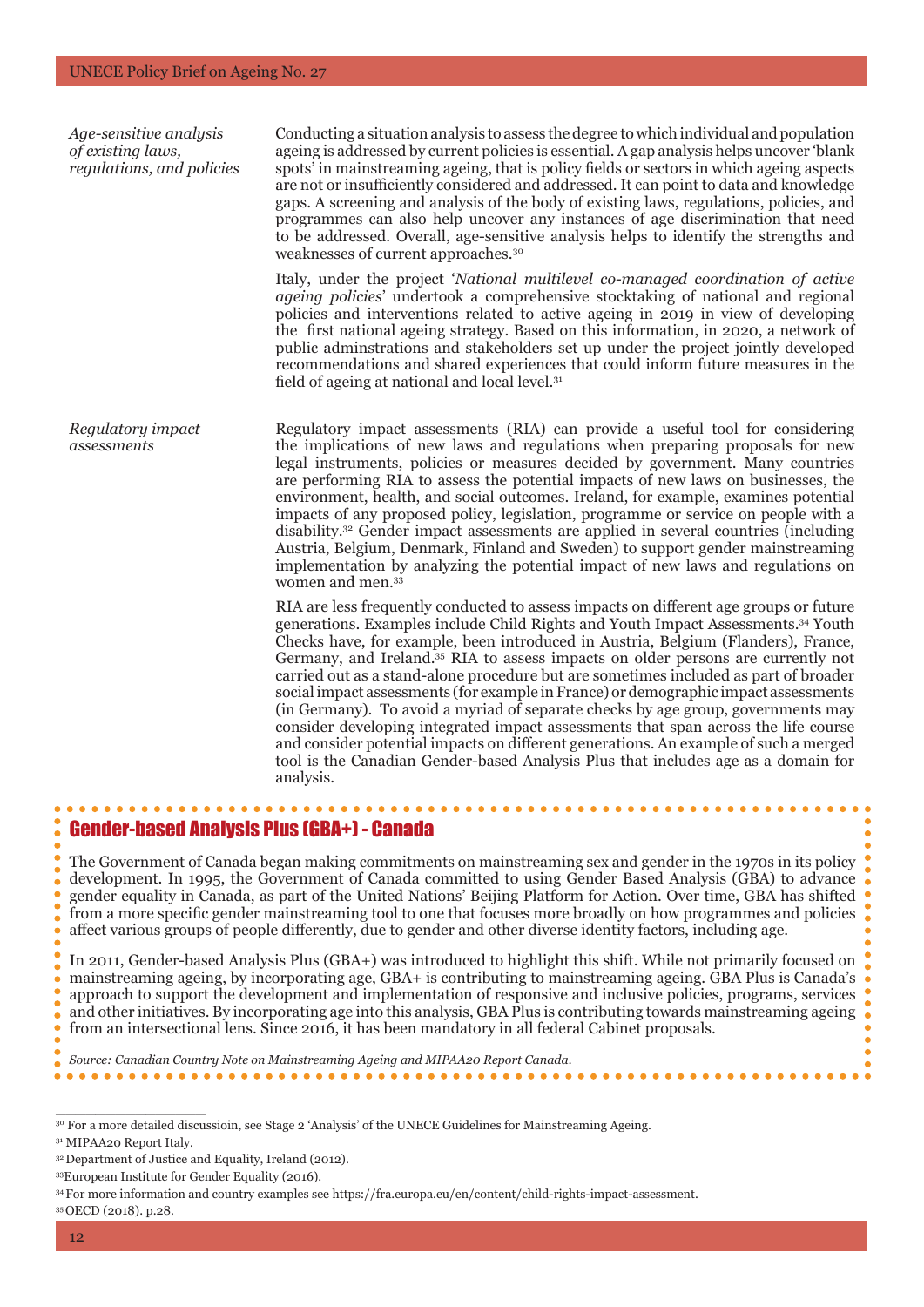*Age-sensitive analysis of existing laws, regulations, and policies*

Conducting a situation analysis to assess the degree to which individual and population ageing is addressed by current policies is essential. A gap analysis helps uncover 'blank spots' in mainstreaming ageing, that is policy fields or sectors in which ageing aspects are not or insufficiently considered and addressed. It can point to data and knowledge gaps. A screening and analysis of the body of existing laws, regulations, policies, and programmes can also help uncover any instances of age discrimination that need to be addressed. Overall, age-sensitive analysis helps to identify the strengths and weaknesses of current approaches.[30]

Italy, under the project '*National multilevel co-managed coordination of active ageing policies*' undertook a comprehensive stocktaking of national and regional policies and interventions related to active ageing in 2019 in view of developing the first national ageing strategy. Based on this information, in 2020, a network of public adminstrations and stakeholders set up under the project jointly developed recommendations and shared experiences that could inform future measures in the field of ageing at national and local level.[31]

*Regulatory impact assessments*

Regulatory impact assessments (RIA) can provide a useful tool for considering the implications of new laws and regulations when preparing proposals for new legal instruments, policies or measures decided by government. Many countries are performing RIA to assess the potential impacts of new laws on businesses, the environment, health, and social outcomes. Ireland, for example, examines potential impacts of any proposed policy, legislation, programme or service on people with a disability.[32] Gender impact assessments are applied in several countries (including Austria, Belgium, Denmark, Finland and Sweden) to support gender mainstreaming implementation by analyzing the potential impact of new laws and regulations on women and men.[33]

RIA are less frequently conducted to assess impacts on different age groups or future generations. Examples include Child Rights and Youth Impact Assessments.[34] Youth Checks have, for example, been introduced in Austria, Belgium (Flanders), France, Germany, and Ireland.[35] RIA to assess impacts on older persons are currently not carried out as a stand-alone procedure but are sometimes included as part of broader social impact assessments (for example in France) or demographic impact assessments (in Germany). To avoid a myriad of separate checks by age group, governments may consider developing integrated impact assessments that span across the life course and consider potential impacts on different generations. An example of such a merged tool is the Canadian Gender-based Analysis Plus that includes age as a domain for analysis.

## Gender-based Analysis Plus (GBA+) - Canada

The Government of Canada began making commitments on mainstreaming sex and gender in the 1970s in its policy development. In 1995, the Government of Canada committed to using Gender Based Analysis (GBA) to advance gender equality in Canada, as part of the United Nations' Beijing Platform for Action. Over time, GBA has shifted from a more specific gender mainstreaming tool to one that focuses more broadly on how programmes and policies affect various groups of people differently, due to gender and other diverse identity factors, including age.

In 2011, Gender-based Analysis Plus (GBA+) was introduced to highlight this shift. While not primarily focused on mainstreaming ageing, by incorporating age, GBA+ is contributing to mainstreaming ageing. GBA Plus is Canada's approach to support the development and implementation of responsive and inclusive policies, programs, services and other initiatives. By incorporating age into this analysis, GBA Plus is contributing towards mainstreaming ageing from an intersectional lens. Since 2016, it has been mandatory in all federal Cabinet proposals.

*Source: Canadian Country Note on Mainstreaming Ageing and MIPAA20 Report Canada.*

---

[30] For a more detailed discussioin, see Stage 2 'Analysis' of the UNECE Guidelines for Mainstreaming Ageing.

[31] MIPAA20 Report Italy.

[32] Department of Justice and Equality, Ireland (2012).

[33] European Institute for Gender Equality (2016).

[34] For more information and country examples see https://fra.europa.eu/en/content/child-rights-impact-assessment.

[35] OECD (2018). p.28.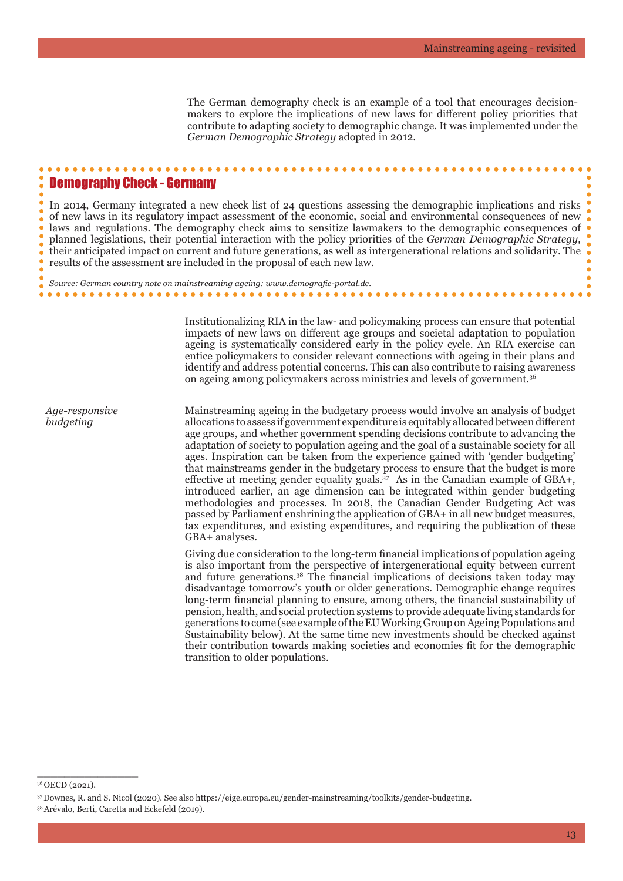The German demography check is an example of a tool that encourages decision-makers to explore the implications of new laws for different policy priorities that contribute to adapting society to demographic change. It was implemented under the *German Demographic Strategy* adopted in 2012.

### Demography Check - Germany

In 2014, Germany integrated a new check list of 24 questions assessing the demographic implications and risks of new laws in its regulatory impact assessment of the economic, social and environmental consequences of new laws and regulations. The demography check aims to sensitize lawmakers to the demographic consequences of planned legislations, their potential interaction with the policy priorities of the *German Demographic Strategy,* their anticipated impact on current and future generations, as well as intergenerational relations and solidarity. The results of the assessment are included in the proposal of each new law.

*Source: German country note on mainstreaming ageing; www.demografie-portal.de.*

Institutionalizing RIA in the law- and policymaking process can ensure that potential impacts of new laws on different age groups and societal adaptation to population ageing is systematically considered early in the policy cycle. An RIA exercise can entice policymakers to consider relevant connections with ageing in their plans and identify and address potential concerns. This can also contribute to raising awareness on ageing among policymakers across ministries and levels of government.[36]

*Age-responsive budgeting*

Mainstreaming ageing in the budgetary process would involve an analysis of budget allocations to assess if government expenditure is equitably allocated between different age groups, and whether government spending decisions contribute to advancing the adaptation of society to population ageing and the goal of a sustainable society for all ages. Inspiration can be taken from the experience gained with 'gender budgeting' that mainstreams gender in the budgetary process to ensure that the budget is more effective at meeting gender equality goals.[37] As in the Canadian example of GBA+, introduced earlier, an age dimension can be integrated within gender budgeting methodologies and processes. In 2018, the Canadian Gender Budgeting Act was passed by Parliament enshrining the application of GBA+ in all new budget measures, tax expenditures, and existing expenditures, and requiring the publication of these GBA+ analyses.

Giving due consideration to the long-term financial implications of population ageing is also important from the perspective of intergenerational equity between current and future generations.[38] The financial implications of decisions taken today may disadvantage tomorrow's youth or older generations. Demographic change requires long-term financial planning to ensure, among others, the financial sustainability of pension, health, and social protection systems to provide adequate living standards for generations to come (see example of the EU Working Group on Ageing Populations and Sustainability below). At the same time new investments should be checked against their contribution towards making societies and economies fit for the demographic transition to older populations.

[36] OECD (2021).

[37] Downes, R. and S. Nicol (2020). See also https://eige.europa.eu/gender-mainstreaming/toolkits/gender-budgeting.

[38] Arévalo, Berti, Caretta and Eckefeld (2019).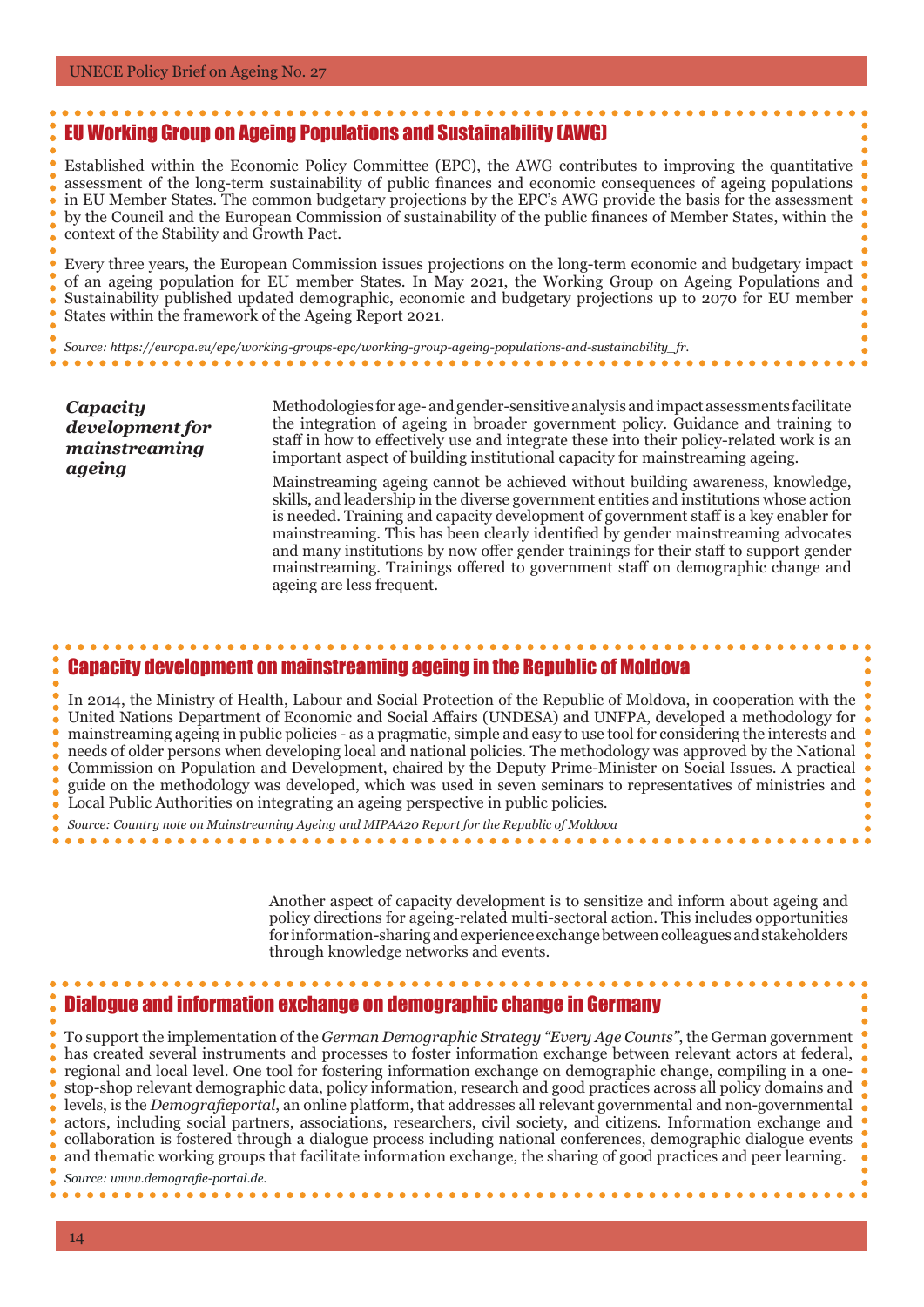## EU Working Group on Ageing Populations and Sustainability (AWG)

Established within the Economic Policy Committee (EPC), the AWG contributes to improving the quantitative assessment of the long-term sustainability of public finances and economic consequences of ageing populations in EU Member States. The common budgetary projections by the EPC's AWG provide the basis for the assessment by the Council and the European Commission of sustainability of the public finances of Member States, within the context of the Stability and Growth Pact.

Every three years, the European Commission issues projections on the long-term economic and budgetary impact of an ageing population for EU member States. In May 2021, the Working Group on Ageing Populations and Sustainability published updated demographic, economic and budgetary projections up to 2070 for EU member States within the framework of the Ageing Report 2021.

*Source: https://europa.eu/epc/working-groups-epc/working-group-ageing-populations-and-sustainability_fr.*

### *Capacity development for mainstreaming ageing*

Methodologies for age- and gender-sensitive analysis and impact assessments facilitate the integration of ageing in broader government policy. Guidance and training to staff in how to effectively use and integrate these into their policy-related work is an important aspect of building institutional capacity for mainstreaming ageing.

Mainstreaming ageing cannot be achieved without building awareness, knowledge, skills, and leadership in the diverse government entities and institutions whose action is needed. Training and capacity development of government staff is a key enabler for mainstreaming. This has been clearly identified by gender mainstreaming advocates and many institutions by now offer gender trainings for their staff to support gender mainstreaming. Trainings offered to government staff on demographic change and ageing are less frequent.

## Capacity development on mainstreaming ageing in the Republic of Moldova

In 2014, the Ministry of Health, Labour and Social Protection of the Republic of Moldova, in cooperation with the United Nations Department of Economic and Social Affairs (UNDESA) and UNFPA, developed a methodology for mainstreaming ageing in public policies - as a pragmatic, simple and easy to use tool for considering the interests and needs of older persons when developing local and national policies. The methodology was approved by the National Commission on Population and Development, chaired by the Deputy Prime-Minister on Social Issues. A practical guide on the methodology was developed, which was used in seven seminars to representatives of ministries and Local Public Authorities on integrating an ageing perspective in public policies.

*Source: Country note on Mainstreaming Ageing and MIPAA20 Report for the Republic of Moldova*

Another aspect of capacity development is to sensitize and inform about ageing and policy directions for ageing-related multi-sectoral action. This includes opportunities for information-sharing and experience exchange between colleagues and stakeholders through knowledge networks and events.

## Dialogue and information exchange on demographic change in Germany

To support the implementation of the *German Demographic Strategy "Every Age Counts"*, the German government has created several instruments and processes to foster information exchange between relevant actors at federal, regional and local level. One tool for fostering information exchange on demographic change, compiling in a one-stop-shop relevant demographic data, policy information, research and good practices across all policy domains and levels, is the *Demografieportal*, an online platform, that addresses all relevant governmental and non-governmental actors, including social partners, associations, researchers, civil society, and citizens. Information exchange and collaboration is fostered through a dialogue process including national conferences, demographic dialogue events and thematic working groups that facilitate information exchange, the sharing of good practices and peer learning.

*Source: www.demografie-portal.de.*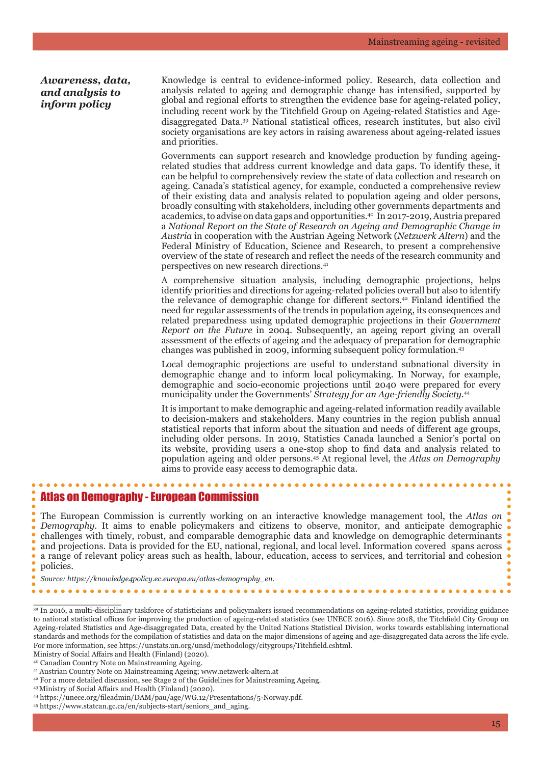***Awareness, data, and analysis to inform policy***

Knowledge is central to evidence-informed policy. Research, data collection and analysis related to ageing and demographic change has intensified, supported by global and regional efforts to strengthen the evidence base for ageing-related policy, including recent work by the Titchfield Group on Ageing-related Statistics and Age-disaggregated Data.[39] National statistical offices, research institutes, but also civil society organisations are key actors in raising awareness about ageing-related issues and priorities.

Governments can support research and knowledge production by funding ageing-related studies that address current knowledge and data gaps. To identify these, it can be helpful to comprehensively review the state of data collection and research on ageing. Canada's statistical agency, for example, conducted a comprehensive review of their existing data and analysis related to population ageing and older persons, broadly consulting with stakeholders, including other governments departments and academics, to advise on data gaps and opportunities.[40] In 2017-2019, Austria prepared a *National Report on the State of Research on Ageing and Demographic Change in Austria* in cooperation with the Austrian Ageing Network (*Netzwerk Altern*) and the Federal Ministry of Education, Science and Research, to present a comprehensive overview of the state of research and reflect the needs of the research community and perspectives on new research directions.[41]

A comprehensive situation analysis, including demographic projections, helps identify priorities and directions for ageing-related policies overall but also to identify the relevance of demographic change for different sectors.[42] Finland identified the need for regular assessments of the trends in population ageing, its consequences and related preparedness using updated demographic projections in their *Government Report on the Future* in 2004. Subsequently, an ageing report giving an overall assessment of the effects of ageing and the adequacy of preparation for demographic changes was published in 2009, informing subsequent policy formulation.[43]

Local demographic projections are useful to understand subnational diversity in demographic change and to inform local policymaking. In Norway, for example, demographic and socio-economic projections until 2040 were prepared for every municipality under the Governments' *Strategy for an Age-friendly Society*.[44]

It is important to make demographic and ageing-related information readily available to decision-makers and stakeholders. Many countries in the region publish annual statistical reports that inform about the situation and needs of different age groups, including older persons. In 2019, Statistics Canada launched a Senior's portal on its website, providing users a one-stop shop to find data and analysis related to population ageing and older persons.[45] At regional level, the *Atlas on Demography* aims to provide easy access to demographic data.

## Atlas on Demography - European Commission

The European Commission is currently working on an interactive knowledge management tool, the *Atlas on Demography*. It aims to enable policymakers and citizens to observe, monitor, and anticipate demographic challenges with timely, robust, and comparable demographic data and knowledge on demographic determinants and projections. Data is provided for the EU, national, regional, and local level. Information covered spans across a range of relevant policy areas such as health, labour, education, access to services, and territorial and cohesion policies.

*Source: https://knowledge4policy.ec.europa.eu/atlas-demography_en.*

---

[39] In 2016, a multi-disciplinary taskforce of statisticians and policymakers issued recommendations on ageing-related statistics, providing guidance to national statistical offices for improving the production of ageing-related statistics (see UNECE 2016). Since 2018, the Titchfield City Group on Ageing-related Statistics and Age-disaggregated Data, created by the United Nations Statistical Division, works towards establishing international standards and methods for the compilation of statistics and data on the major dimensions of ageing and age-disaggregated data across the life cycle. For more information, see https://unstats.un.org/unsd/methodology/citygroups/Titchfield.cshtml.
Ministry of Social Affairs and Health (Finland) (2020).

[40] Canadian Country Note on Mainstreaming Ageing.

[41] Austrian Country Note on Mainstreaming Ageing; www.netzwerk-altern.at

[42] For a more detailed discussion, see Stage 2 of the Guidelines for Mainstreaming Ageing.

[43] Ministry of Social Affairs and Health (Finland) (2020).

[44] https://unece.org/fileadmin/DAM/pau/age/WG.12/Presentations/5-Norway.pdf.

[45] https://www.statcan.gc.ca/en/subjects-start/seniors_and_aging.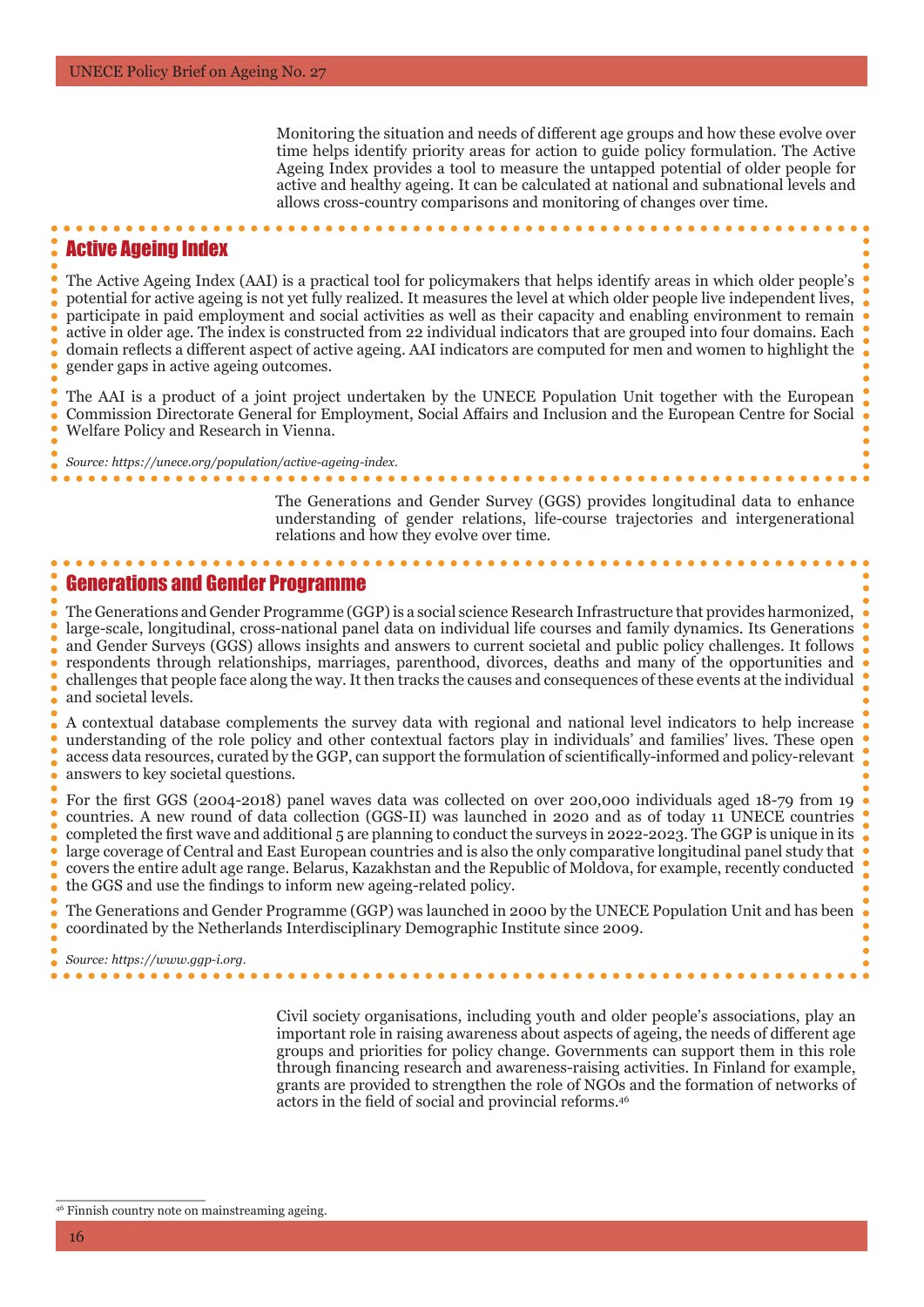Monitoring the situation and needs of different age groups and how these evolve over time helps identify priority areas for action to guide policy formulation. The Active Ageing Index provides a tool to measure the untapped potential of older people for active and healthy ageing. It can be calculated at national and subnational levels and allows cross-country comparisons and monitoring of changes over time.

## Active Ageing Index

The Active Ageing Index (AAI) is a practical tool for policymakers that helps identify areas in which older people's potential for active ageing is not yet fully realized. It measures the level at which older people live independent lives, participate in paid employment and social activities as well as their capacity and enabling environment to remain active in older age. The index is constructed from 22 individual indicators that are grouped into four domains. Each domain reflects a different aspect of active ageing. AAI indicators are computed for men and women to highlight the gender gaps in active ageing outcomes.

The AAI is a product of a joint project undertaken by the UNECE Population Unit together with the European Commission Directorate General for Employment, Social Affairs and Inclusion and the European Centre for Social Welfare Policy and Research in Vienna.

*Source: https://unece.org/population/active-ageing-index.*

The Generations and Gender Survey (GGS) provides longitudinal data to enhance understanding of gender relations, life-course trajectories and intergenerational relations and how they evolve over time.

## Generations and Gender Programme

The Generations and Gender Programme (GGP) is a social science Research Infrastructure that provides harmonized, large-scale, longitudinal, cross-national panel data on individual life courses and family dynamics. Its Generations and Gender Surveys (GGS) allows insights and answers to current societal and public policy challenges. It follows respondents through relationships, marriages, parenthood, divorces, deaths and many of the opportunities and challenges that people face along the way. It then tracks the causes and consequences of these events at the individual and societal levels.

A contextual database complements the survey data with regional and national level indicators to help increase understanding of the role policy and other contextual factors play in individuals' and families' lives. These open access data resources, curated by the GGP, can support the formulation of scientifically-informed and policy-relevant answers to key societal questions.

For the first GGS (2004-2018) panel waves data was collected on over 200,000 individuals aged 18-79 from 19 countries. A new round of data collection (GGS-II) was launched in 2020 and as of today 11 UNECE countries completed the first wave and additional 5 are planning to conduct the surveys in 2022-2023. The GGP is unique in its large coverage of Central and East European countries and is also the only comparative longitudinal panel study that covers the entire adult age range. Belarus, Kazakhstan and the Republic of Moldova, for example, recently conducted the GGS and use the findings to inform new ageing-related policy.

The Generations and Gender Programme (GGP) was launched in 2000 by the UNECE Population Unit and has been coordinated by the Netherlands Interdisciplinary Demographic Institute since 2009.

*Source: https://www.ggp-i.org.*

Civil society organisations, including youth and older people's associations, play an important role in raising awareness about aspects of ageing, the needs of different age groups and priorities for policy change. Governments can support them in this role through financing research and awareness-raising activities. In Finland for example, grants are provided to strengthen the role of NGOs and the formation of networks of actors in the field of social and provincial reforms.[46]

[46] Finnish country note on mainstreaming ageing.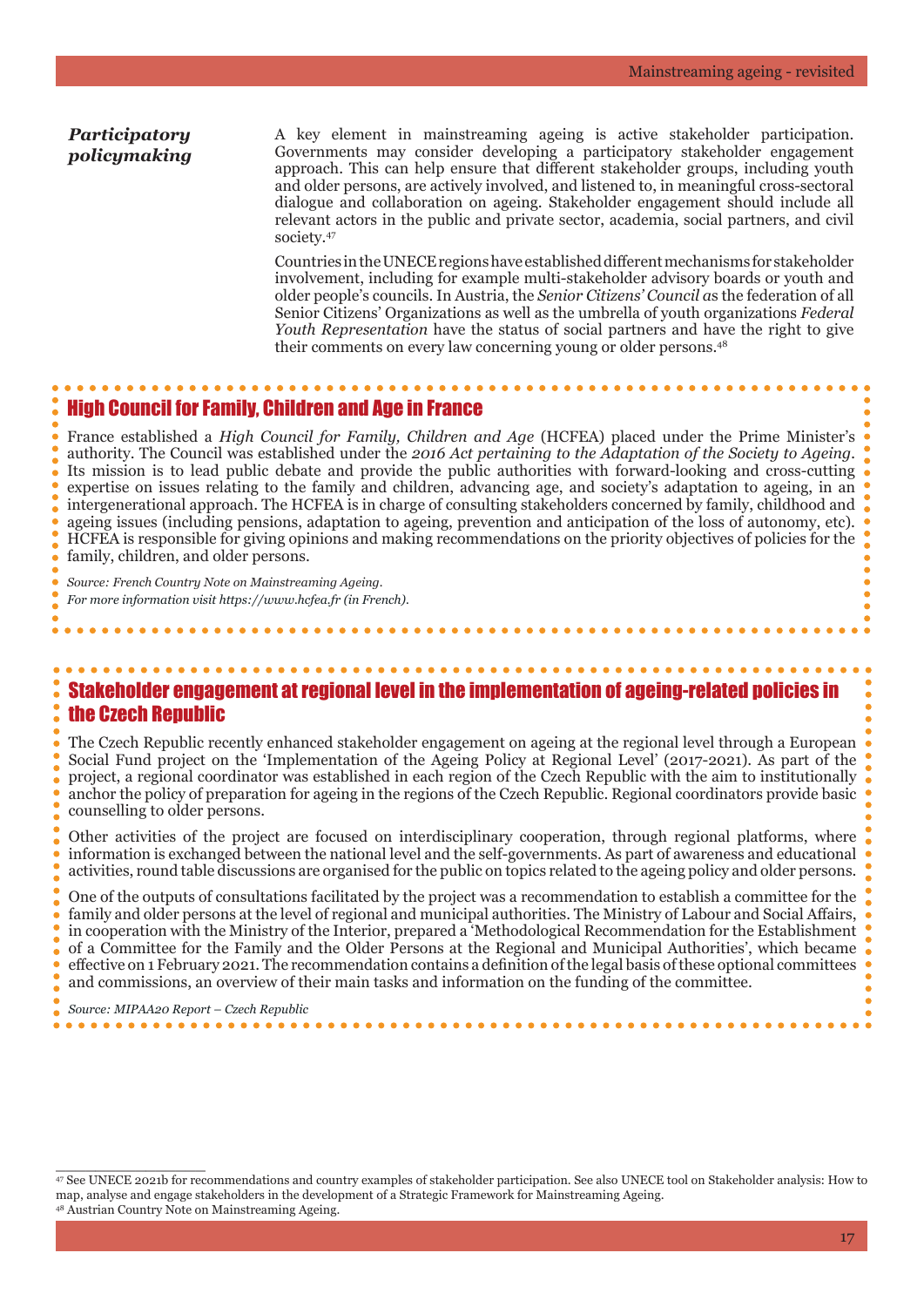***Participatory policymaking***

A key element in mainstreaming ageing is active stakeholder participation. Governments may consider developing a participatory stakeholder engagement approach. This can help ensure that different stakeholder groups, including youth and older persons, are actively involved, and listened to, in meaningful cross-sectoral dialogue and collaboration on ageing. Stakeholder engagement should include all relevant actors in the public and private sector, academia, social partners, and civil society.[47]

Countries in the UNECE regions have established different mechanisms for stakeholder involvement, including for example multi-stakeholder advisory boards or youth and older people's councils. In Austria, the *Senior Citizens' Council a*s the federation of all Senior Citizens' Organizations as well as the umbrella of youth organizations *Federal Youth Representation* have the status of social partners and have the right to give their comments on every law concerning young or older persons.[48]

## High Council for Family, Children and Age in France

France established a *High Council for Family, Children and Age* (HCFEA) placed under the Prime Minister's authority. The Council was established under the *2016 Act pertaining to the Adaptation of the Society to Ageing*. Its mission is to lead public debate and provide the public authorities with forward-looking and cross-cutting expertise on issues relating to the family and children, advancing age, and society's adaptation to ageing, in an intergenerational approach. The HCFEA is in charge of consulting stakeholders concerned by family, childhood and ageing issues (including pensions, adaptation to ageing, prevention and anticipation of the loss of autonomy, etc). HCFEA is responsible for giving opinions and making recommendations on the priority objectives of policies for the family, children, and older persons.

*Source: French Country Note on Mainstreaming Ageing.*

*For more information visit https://www.hcfea.fr (in French).*

## Stakeholder engagement at regional level in the implementation of ageing-related policies in the Czech Republic

The Czech Republic recently enhanced stakeholder engagement on ageing at the regional level through a European Social Fund project on the 'Implementation of the Ageing Policy at Regional Level' (2017-2021). As part of the project, a regional coordinator was established in each region of the Czech Republic with the aim to institutionally anchor the policy of preparation for ageing in the regions of the Czech Republic. Regional coordinators provide basic counselling to older persons.

Other activities of the project are focused on interdisciplinary cooperation, through regional platforms, where information is exchanged between the national level and the self-governments. As part of awareness and educational activities, round table discussions are organised for the public on topics related to the ageing policy and older persons.

One of the outputs of consultations facilitated by the project was a recommendation to establish a committee for the family and older persons at the level of regional and municipal authorities. The Ministry of Labour and Social Affairs, in cooperation with the Ministry of the Interior, prepared a 'Methodological Recommendation for the Establishment of a Committee for the Family and the Older Persons at the Regional and Municipal Authorities', which became effective on 1 February 2021. The recommendation contains a definition of the legal basis of these optional committees and commissions, an overview of their main tasks and information on the funding of the committee.

*Source: MIPAA20 Report – Czech Republic*

---

[47] See UNECE 2021b for recommendations and country examples of stakeholder participation. See also UNECE tool on Stakeholder analysis: How to map, analyse and engage stakeholders in the development of a Strategic Framework for Mainstreaming Ageing.

[48] Austrian Country Note on Mainstreaming Ageing.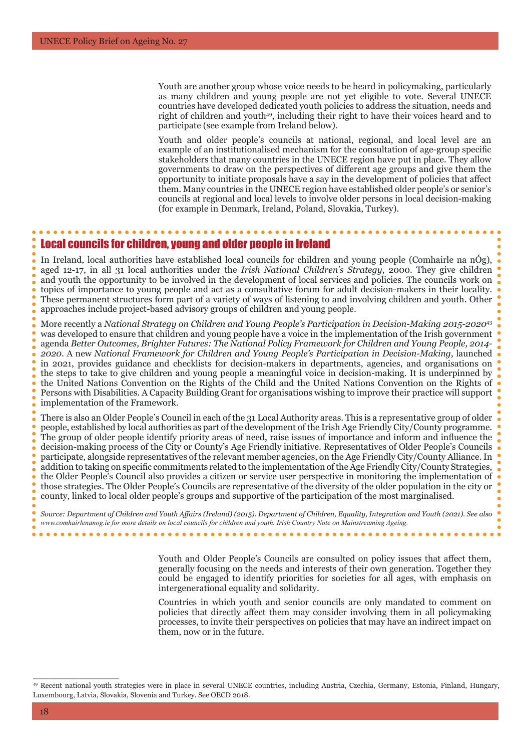Youth are another group whose voice needs to be heard in policymaking, particularly as many children and young people are not yet eligible to vote. Several UNECE countries have developed dedicated youth policies to address the situation, needs and right of children and youth[49], including their right to have their voices heard and to participate (see example from Ireland below).

Youth and older people's councils at national, regional, and local level are an example of an institutionalised mechanism for the consultation of age-group specific stakeholders that many countries in the UNECE region have put in place. They allow governments to draw on the perspectives of different age groups and give them the opportunity to initiate proposals have a say in the development of policies that affect them. Many countries in the UNECE region have established older people's or senior's councils at regional and local levels to involve older persons in local decision-making (for example in Denmark, Ireland, Poland, Slovakia, Turkey).

## Local councils for children, young and older people in Ireland

In Ireland, local authorities have established local councils for children and young people (Comhairle na nÓg), aged 12-17, in all 31 local authorities under the *Irish National Children's Strategy*, 2000. They give children and youth the opportunity to be involved in the development of local services and policies. The councils work on topics of importance to young people and act as a consultative forum for adult decision-makers in their locality. These permanent structures form part of a variety of ways of listening to and involving children and youth. Other approaches include project-based advisory groups of children and young people.

More recently a *National Strategy on Children and Young People's Participation in Decision-Making 2015-2020*[43] was developed to ensure that children and young people have a voice in the implementation of the Irish government agenda *Better Outcomes, Brighter Futures: The National Policy Framework for Children and Young People, 2014-2020*. A new *National Framework for Children and Young People's Participation in Decision-Making*, launched in 2021, provides guidance and checklists for decision-makers in departments, agencies, and organisations on the steps to take to give children and young people a meaningful voice in decision-making. It is underpinned by the United Nations Convention on the Rights of the Child and the United Nations Convention on the Rights of Persons with Disabilities. A Capacity Building Grant for organisations wishing to improve their practice will support implementation of the Framework.

There is also an Older People's Council in each of the 31 Local Authority areas. This is a representative group of older people, established by local authorities as part of the development of the Irish Age Friendly City/County programme. The group of older people identify priority areas of need, raise issues of importance and inform and influence the decision-making process of the City or County's Age Friendly initiative. Representatives of Older People's Councils participate, alongside representatives of the relevant member agencies, on the Age Friendly City/County Alliance. In addition to taking on specific commitments related to the implementation of the Age Friendly City/County Strategies, the Older People's Council also provides a citizen or service user perspective in monitoring the implementation of those strategies. The Older People's Councils are representative of the diversity of the older population in the city or county, linked to local older people's groups and supportive of the participation of the most marginalised.

*Source: Department of Children and Youth Affairs (Ireland) (2015). Department of Children, Equality, Integration and Youth (2021). See also www.comhairlenanog.ie for more details on local councils for children and youth. Irish Country Note on Mainstreaming Ageing.*

Youth and Older People's Councils are consulted on policy issues that affect them, generally focusing on the needs and interests of their own generation. Together they could be engaged to identify priorities for societies for all ages, with emphasis on intergenerational equality and solidarity.

Countries in which youth and senior councils are only mandated to comment on policies that directly affect them may consider involving them in all policymaking processes, to invite their perspectives on policies that may have an indirect impact on them, now or in the future.

---

[49] Recent national youth strategies were in place in several UNECE countries, including Austria, Czechia, Germany, Estonia, Finland, Hungary, Luxembourg, Latvia, Slovakia, Slovenia and Turkey. See OECD 2018.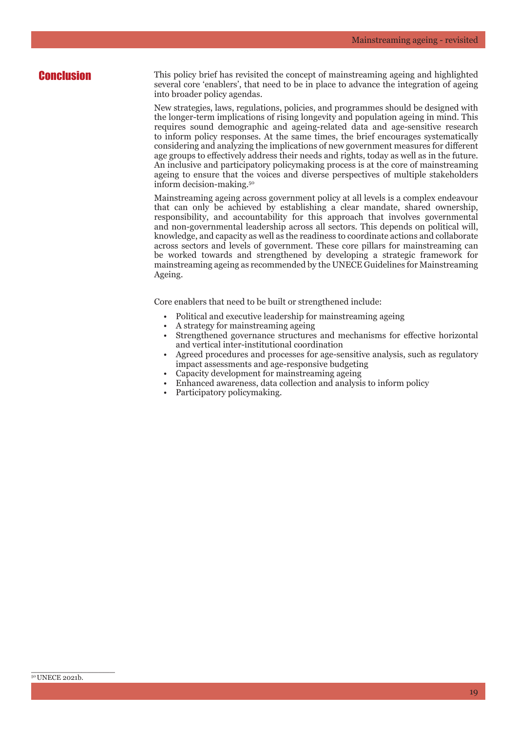## Conclusion

This policy brief has revisited the concept of mainstreaming ageing and highlighted several core 'enablers', that need to be in place to advance the integration of ageing into broader policy agendas.

New strategies, laws, regulations, policies, and programmes should be designed with the longer-term implications of rising longevity and population ageing in mind. This requires sound demographic and ageing-related data and age-sensitive research to inform policy responses. At the same times, the brief encourages systematically considering and analyzing the implications of new government measures for different age groups to effectively address their needs and rights, today as well as in the future. An inclusive and participatory policymaking process is at the core of mainstreaming ageing to ensure that the voices and diverse perspectives of multiple stakeholders inform decision-making.[50]

Mainstreaming ageing across government policy at all levels is a complex endeavour that can only be achieved by establishing a clear mandate, shared ownership, responsibility, and accountability for this approach that involves governmental and non-governmental leadership across all sectors. This depends on political will, knowledge, and capacity as well as the readiness to coordinate actions and collaborate across sectors and levels of government. These core pillars for mainstreaming can be worked towards and strengthened by developing a strategic framework for mainstreaming ageing as recommended by the UNECE Guidelines for Mainstreaming Ageing.

Core enablers that need to be built or strengthened include:

- Political and executive leadership for mainstreaming ageing
- A strategy for mainstreaming ageing
- Strengthened governance structures and mechanisms for effective horizontal and vertical inter-institutional coordination
- Agreed procedures and processes for age-sensitive analysis, such as regulatory impact assessments and age-responsive budgeting
- Capacity development for mainstreaming ageing
- Enhanced awareness, data collection and analysis to inform policy
- Participatory policymaking.

[50] UNECE 2021b.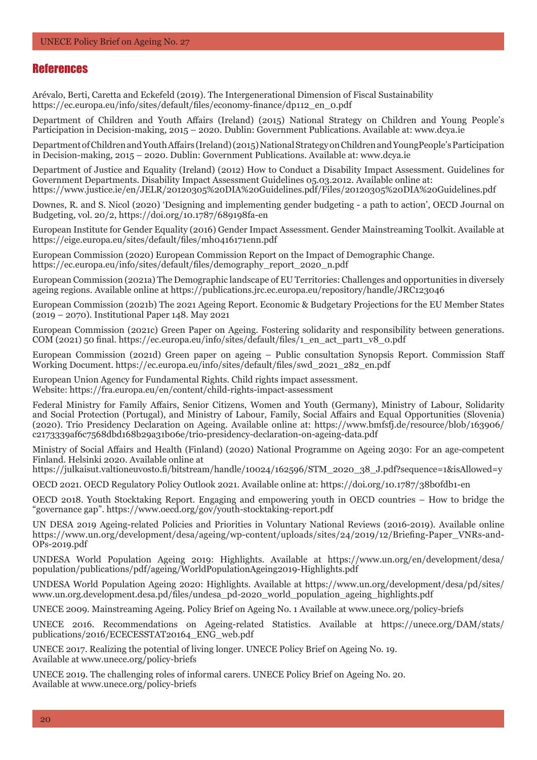## References

Arévalo, Berti, Caretta and Eckefeld (2019). The Intergenerational Dimension of Fiscal Sustainability https://ec.europa.eu/info/sites/default/files/economy-finance/dp112_en_0.pdf

Department of Children and Youth Affairs (Ireland) (2015) National Strategy on Children and Young People's Participation in Decision-making, 2015 – 2020. Dublin: Government Publications. Available at: www.dcya.ie

Department of Children and Youth Affairs (Ireland) (2015) National Strategy on Children and Young People's Participation in Decision-making, 2015 – 2020. Dublin: Government Publications. Available at: www.dcya.ie

Department of Justice and Equality (Ireland) (2012) How to Conduct a Disability Impact Assessment. Guidelines for Government Departments. Disability Impact Assessment Guidelines 05.03.2012. Available online at: https://www.justice.ie/en/JELR/20120305%20DIA%20Guidelines.pdf/Files/20120305%20DIA%20Guidelines.pdf

Downes, R. and S. Nicol (2020) 'Designing and implementing gender budgeting - a path to action', OECD Journal on Budgeting, vol. 20/2, https://doi.org/10.1787/689198fa-en

European Institute for Gender Equality (2016) Gender Impact Assessment. Gender Mainstreaming Toolkit. Available at https://eige.europa.eu/sites/default/files/mh0416171enn.pdf

European Commission (2020) European Commission Report on the Impact of Demographic Change. https://ec.europa.eu/info/sites/default/files/demography_report_2020_n.pdf

European Commission (2021a) The Demographic landscape of EU Territories: Challenges and opportunities in diversely ageing regions. Available online at https://publications.jrc.ec.europa.eu/repository/handle/JRC123046

European Commission (2021b) The 2021 Ageing Report. Economic & Budgetary Projections for the EU Member States (2019 – 2070). Institutional Paper 148. May 2021

European Commission (2021c) Green Paper on Ageing. Fostering solidarity and responsibility between generations. COM (2021) 50 final. https://ec.europa.eu/info/sites/default/files/1_en_act_part1_v8_0.pdf

European Commission (2021d) Green paper on ageing – Public consultation Synopsis Report. Commission Staff Working Document. https://ec.europa.eu/info/sites/default/files/swd_2021_282_en.pdf

European Union Agency for Fundamental Rights. Child rights impact assessment. Website: https://fra.europa.eu/en/content/child-rights-impact-assessment

Federal Ministry for Family Affairs, Senior Citizens, Women and Youth (Germany), Ministry of Labour, Solidarity and Social Protection (Portugal), and Ministry of Labour, Family, Social Affairs and Equal Opportunities (Slovenia) (2020). Trio Presidency Declaration on Ageing. Available online at: https://www.bmfsfj.de/resource/blob/163906/c2173339af6c7568dbd168b29a31b06e/trio-presidency-declaration-on-ageing-data.pdf

Ministry of Social Affairs and Health (Finland) (2020) National Programme on Ageing 2030: For an age-competent Finland. Helsinki 2020. Available online at https://julkaisut.valtioneuvosto.fi/bitstream/handle/10024/162596/STM_2020_38_J.pdf?sequence=1&isAllowed=y

OECD 2021. OECD Regulatory Policy Outlook 2021. Available online at: https://doi.org/10.1787/38b0fdb1-en

OECD 2018. Youth Stocktaking Report. Engaging and empowering youth in OECD countries – How to bridge the "governance gap". https://www.oecd.org/gov/youth-stocktaking-report.pdf

UN DESA 2019 Ageing-related Policies and Priorities in Voluntary National Reviews (2016-2019). Available online https://www.un.org/development/desa/ageing/wp-content/uploads/sites/24/2019/12/Briefing-Paper_VNRs-and-OPs-2019.pdf

UNDESA World Population Ageing 2019: Highlights. Available at https://www.un.org/en/development/desa/population/publications/pdf/ageing/WorldPopulationAgeing2019-Highlights.pdf

UNDESA World Population Ageing 2020: Highlights. Available at https://www.un.org/development/desa/pd/sites/www.un.org.development.desa.pd/files/undesa_pd-2020_world_population_ageing_highlights.pdf

UNECE 2009. Mainstreaming Ageing. Policy Brief on Ageing No. 1 Available at www.unece.org/policy-briefs

UNECE 2016. Recommendations on Ageing-related Statistics. Available at https://unece.org/DAM/stats/publications/2016/ECECESSTAT20164_ENG_web.pdf

UNECE 2017. Realizing the potential of living longer. UNECE Policy Brief on Ageing No. 19. Available at www.unece.org/policy-briefs

UNECE 2019. The challenging roles of informal carers. UNECE Policy Brief on Ageing No. 20. Available at www.unece.org/policy-briefs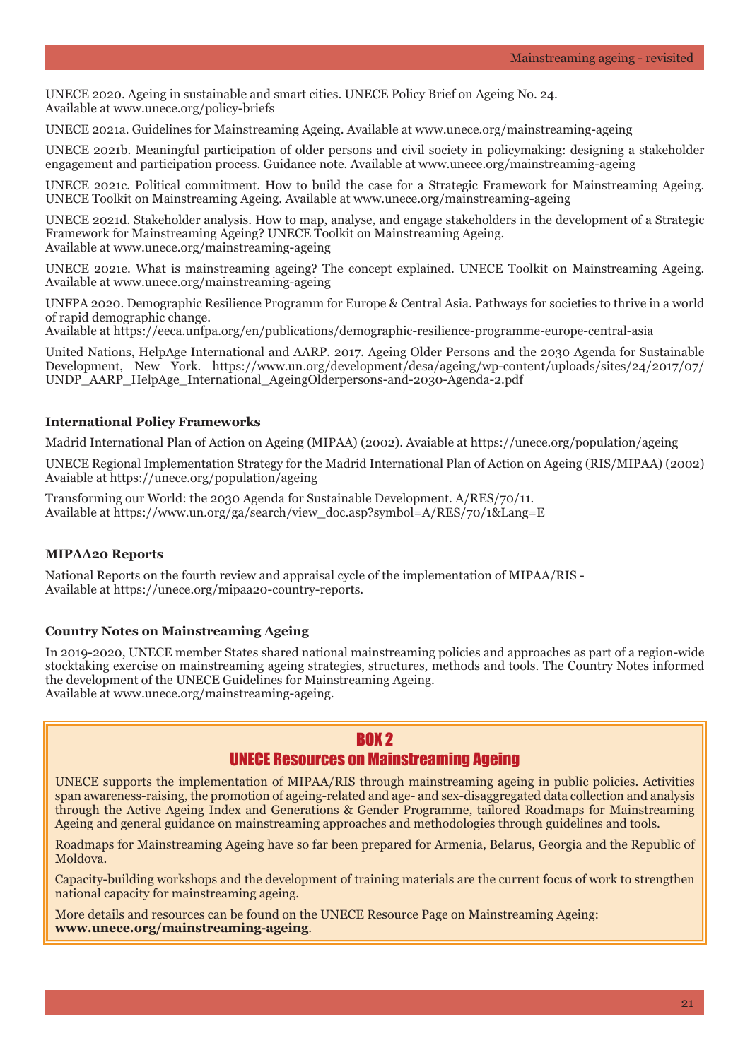UNECE 2020. Ageing in sustainable and smart cities. UNECE Policy Brief on Ageing No. 24.
Available at www.unece.org/policy-briefs

UNECE 2021a. Guidelines for Mainstreaming Ageing. Available at www.unece.org/mainstreaming-ageing

UNECE 2021b. Meaningful participation of older persons and civil society in policymaking: designing a stakeholder engagement and participation process. Guidance note. Available at www.unece.org/mainstreaming-ageing

UNECE 2021c. Political commitment. How to build the case for a Strategic Framework for Mainstreaming Ageing. UNECE Toolkit on Mainstreaming Ageing. Available at www.unece.org/mainstreaming-ageing

UNECE 2021d. Stakeholder analysis. How to map, analyse, and engage stakeholders in the development of a Strategic Framework for Mainstreaming Ageing? UNECE Toolkit on Mainstreaming Ageing.
Available at www.unece.org/mainstreaming-ageing

UNECE 2021e. What is mainstreaming ageing? The concept explained. UNECE Toolkit on Mainstreaming Ageing. Available at www.unece.org/mainstreaming-ageing

UNFPA 2020. Demographic Resilience Programm for Europe & Central Asia. Pathways for societies to thrive in a world of rapid demographic change.
Available at https://eeca.unfpa.org/en/publications/demographic-resilience-programme-europe-central-asia

United Nations, HelpAge International and AARP. 2017. Ageing Older Persons and the 2030 Agenda for Sustainable Development, New York. https://www.un.org/development/desa/ageing/wp-content/uploads/sites/24/2017/07/UNDP_AARP_HelpAge_International_AgeingOlderpersons-and-2030-Agenda-2.pdf

**International Policy Frameworks**

Madrid International Plan of Action on Ageing (MIPAA) (2002). Avaiable at https://unece.org/population/ageing

UNECE Regional Implementation Strategy for the Madrid International Plan of Action on Ageing (RIS/MIPAA) (2002) Avaiable at https://unece.org/population/ageing

Transforming our World: the 2030 Agenda for Sustainable Development. A/RES/70/11.
Available at https://www.un.org/ga/search/view_doc.asp?symbol=A/RES/70/1&Lang=E

**MIPAA20 Reports**

National Reports on the fourth review and appraisal cycle of the implementation of MIPAA/RIS -
Available at https://unece.org/mipaa20-country-reports.

**Country Notes on Mainstreaming Ageing**

In 2019-2020, UNECE member States shared national mainstreaming policies and approaches as part of a region-wide stocktaking exercise on mainstreaming ageing strategies, structures, methods and tools. The Country Notes informed the development of the UNECE Guidelines for Mainstreaming Ageing.
Available at www.unece.org/mainstreaming-ageing.

## BOX 2
## UNECE Resources on Mainstreaming Ageing

UNECE supports the implementation of MIPAA/RIS through mainstreaming ageing in public policies. Activities span awareness-raising, the promotion of ageing-related and age- and sex-disaggregated data collection and analysis through the Active Ageing Index and Generations & Gender Programme, tailored Roadmaps for Mainstreaming Ageing and general guidance on mainstreaming approaches and methodologies through guidelines and tools.

Roadmaps for Mainstreaming Ageing have so far been prepared for Armenia, Belarus, Georgia and the Republic of Moldova.

Capacity-building workshops and the development of training materials are the current focus of work to strengthen national capacity for mainstreaming ageing.

More details and resources can be found on the UNECE Resource Page on Mainstreaming Ageing:
**www.unece.org/mainstreaming-ageing**.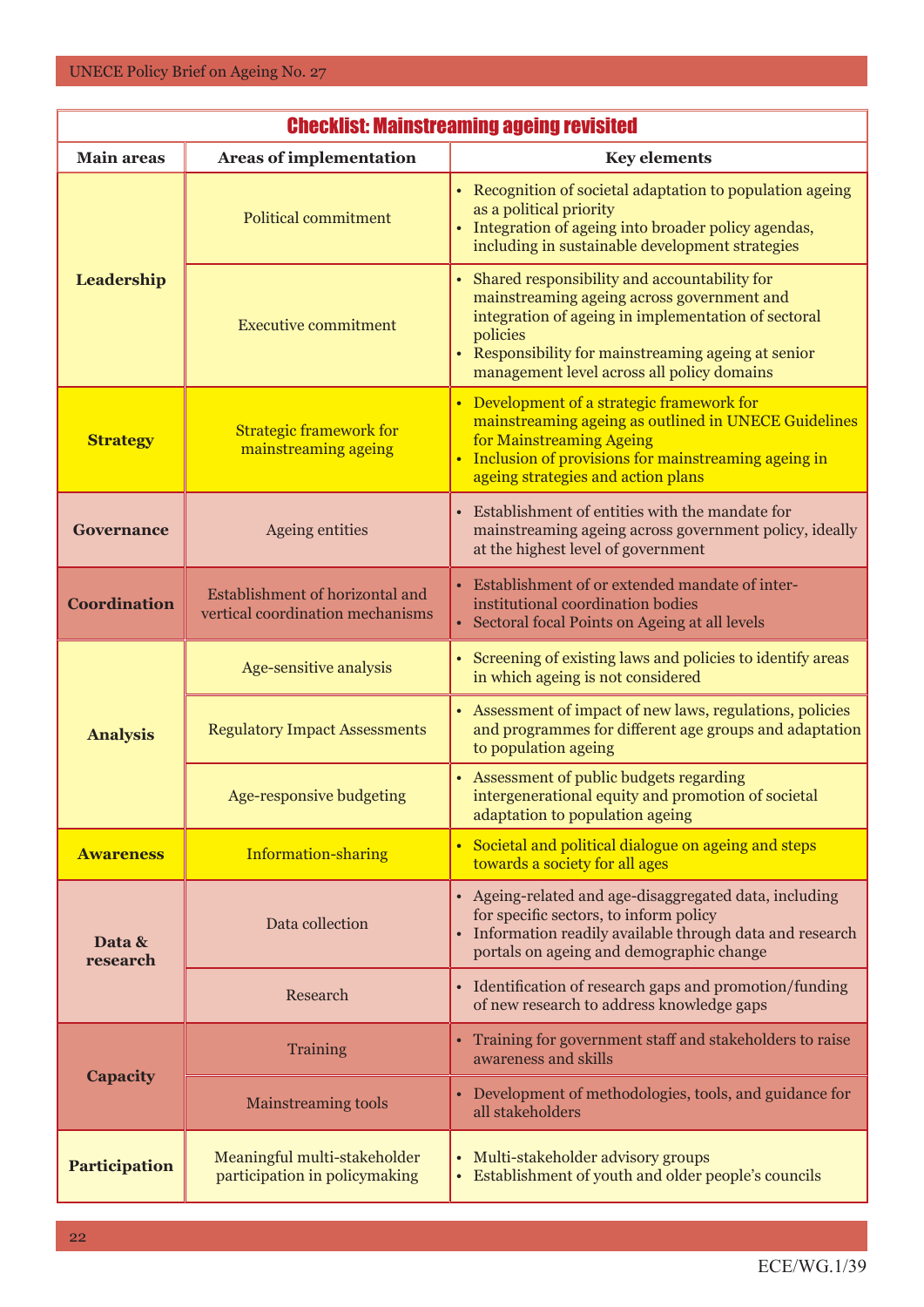## Checklist: Mainstreaming ageing revisited

| Main areas | Areas of implementation | Key elements |
|---|---|---|
| **Leadership** | Political commitment | • Recognition of societal adaptation to population ageing as a political priority<br>• Integration of ageing into broader policy agendas, including in sustainable development strategies |
| | Executive commitment | • Shared responsibility and accountability for mainstreaming ageing across government and integration of ageing in implementation of sectoral policies<br>• Responsibility for mainstreaming ageing at senior management level across all policy domains |
| **Strategy** | Strategic framework for mainstreaming ageing | • Development of a strategic framework for mainstreaming ageing as outlined in UNECE Guidelines for Mainstreaming Ageing<br>• Inclusion of provisions for mainstreaming ageing in ageing strategies and action plans |
| **Governance** | Ageing entities | • Establishment of entities with the mandate for mainstreaming ageing across government policy, ideally at the highest level of government |
| **Coordination** | Establishment of horizontal and vertical coordination mechanisms | • Establishment of or extended mandate of inter-institutional coordination bodies<br>• Sectoral focal Points on Ageing at all levels |
| **Analysis** | Age-sensitive analysis | • Screening of existing laws and policies to identify areas in which ageing is not considered |
| | Regulatory Impact Assessments | • Assessment of impact of new laws, regulations, policies and programmes for different age groups and adaptation to population ageing |
| | Age-responsive budgeting | • Assessment of public budgets regarding intergenerational equity and promotion of societal adaptation to population ageing |
| **Awareness** | Information-sharing | • Societal and political dialogue on ageing and steps towards a society for all ages |
| **Data & research** | Data collection | • Ageing-related and age-disaggregated data, including for specific sectors, to inform policy<br>• Information readily available through data and research portals on ageing and demographic change |
| | Research | • Identification of research gaps and promotion/funding of new research to address knowledge gaps |
| **Capacity** | Training | • Training for government staff and stakeholders to raise awareness and skills |
| | Mainstreaming tools | • Development of methodologies, tools, and guidance for all stakeholders |
| **Participation** | Meaningful multi-stakeholder participation in policymaking | • Multi-stakeholder advisory groups<br>• Establishment of youth and older people's councils |

ECE/WG.1/39